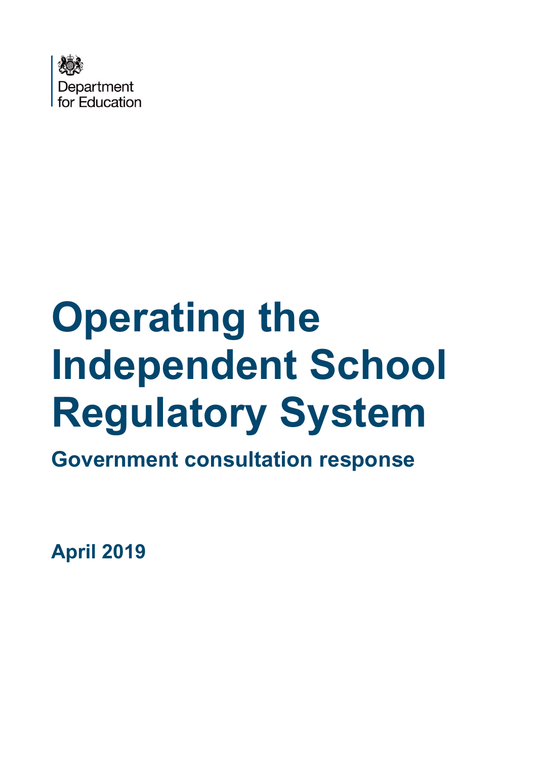Department for Education

# Operating the Independent School Regulatory System

## Government consultation response

**April 2019**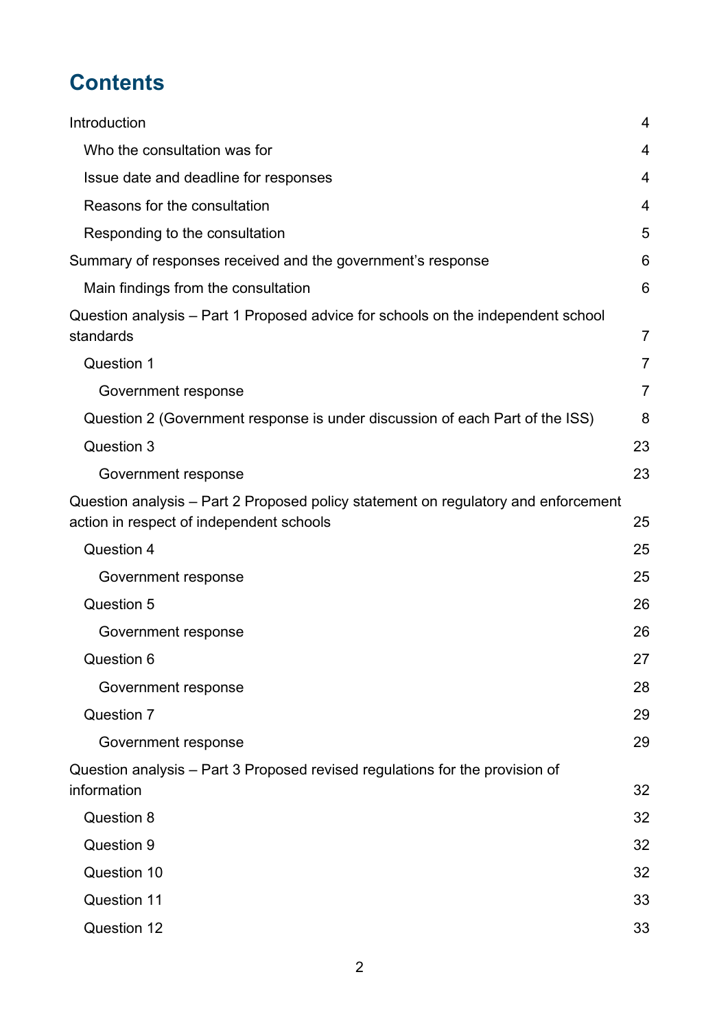# Contents

- Introduction 4
  - Who the consultation was for 4
  - Issue date and deadline for responses 4
  - Reasons for the consultation 4
  - Responding to the consultation 5
- Summary of responses received and the government's response 6
  - Main findings from the consultation 6
- Question analysis – Part 1 Proposed advice for schools on the independent school standards 7
  - Question 1 7
    - Government response 7
  - Question 2 (Government response is under discussion of each Part of the ISS) 8
  - Question 3 23
    - Government response 23
- Question analysis – Part 2 Proposed policy statement on regulatory and enforcement action in respect of independent schools 25
  - Question 4 25
    - Government response 25
  - Question 5 26
    - Government response 26
  - Question 6 27
    - Government response 28
  - Question 7 29
    - Government response 29
- Question analysis – Part 3 Proposed revised regulations for the provision of information 32
  - Question 8 32
  - Question 9 32
  - Question 10 32
  - Question 11 33
  - Question 12 33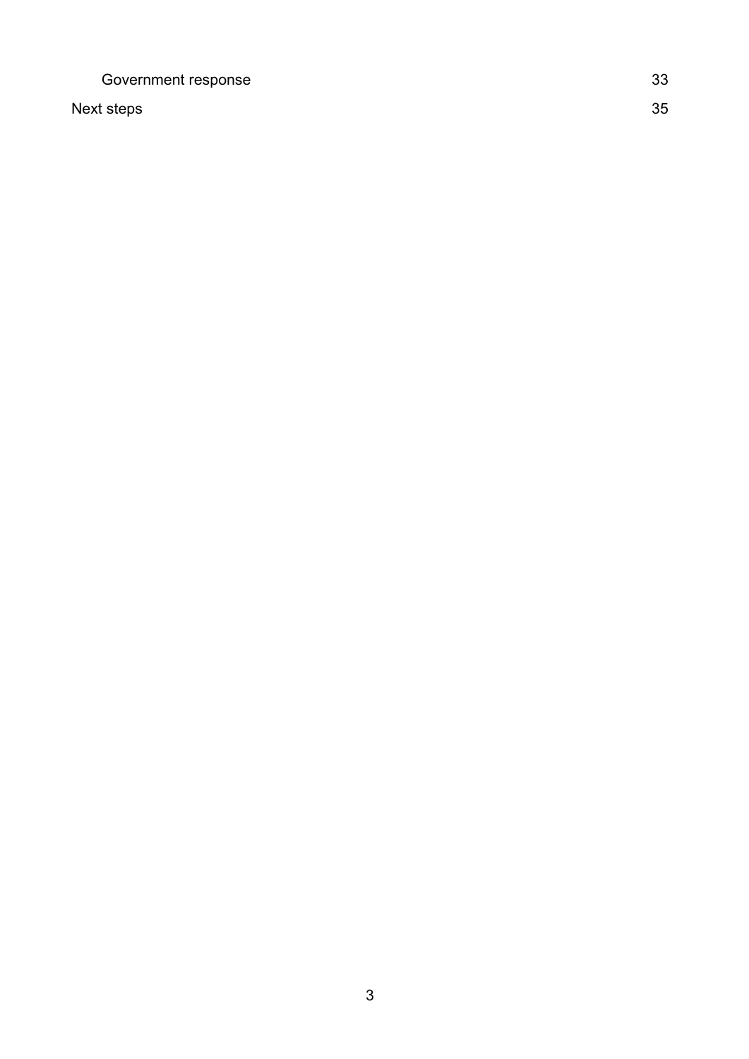| | |
|---|---|
| Government response | 33 |
| Next steps | 35 |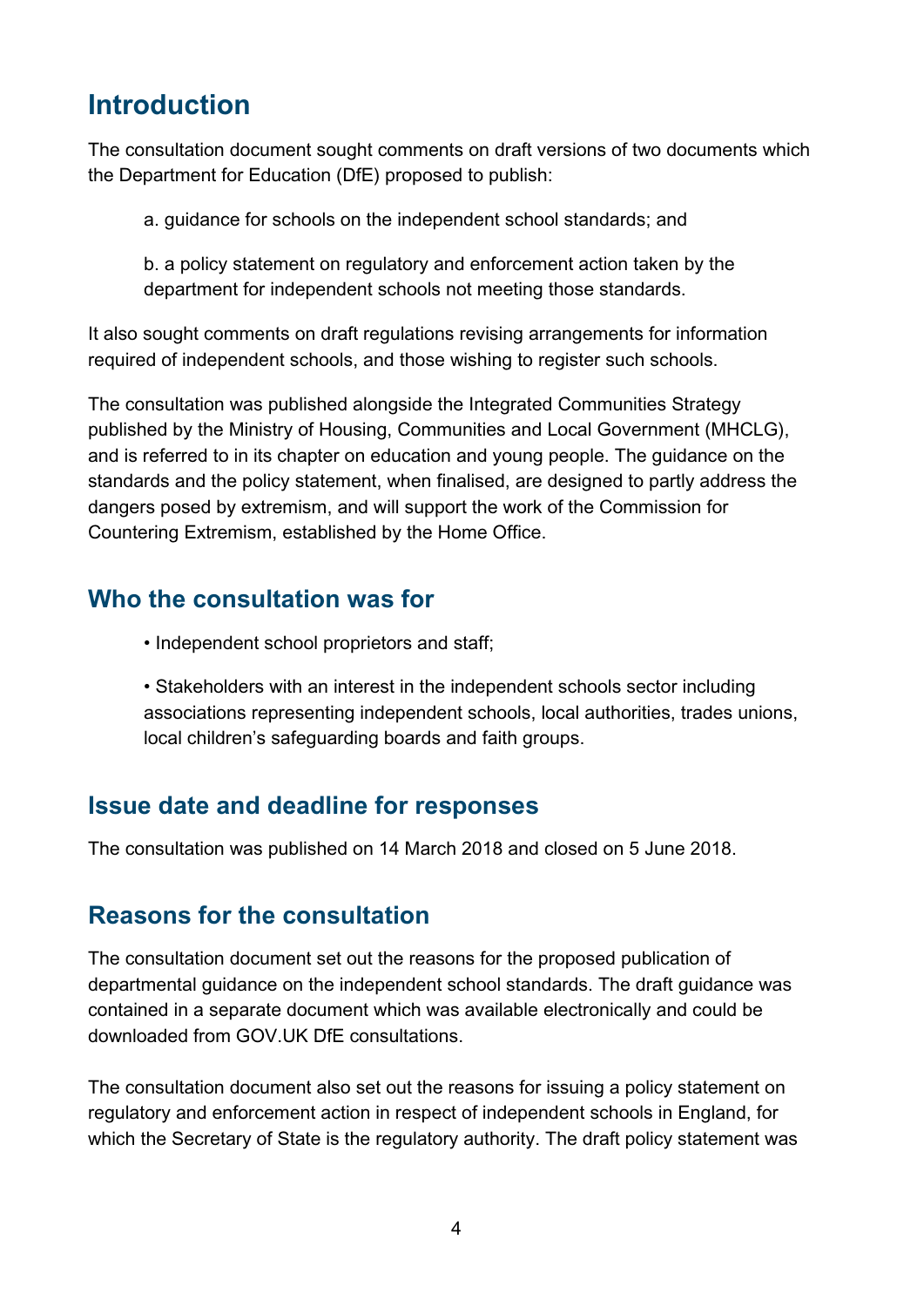## Introduction

The consultation document sought comments on draft versions of two documents which the Department for Education (DfE) proposed to publish:

a. guidance for schools on the independent school standards; and

b. a policy statement on regulatory and enforcement action taken by the department for independent schools not meeting those standards.

It also sought comments on draft regulations revising arrangements for information required of independent schools, and those wishing to register such schools.

The consultation was published alongside the Integrated Communities Strategy published by the Ministry of Housing, Communities and Local Government (MHCLG), and is referred to in its chapter on education and young people. The guidance on the standards and the policy statement, when finalised, are designed to partly address the dangers posed by extremism, and will support the work of the Commission for Countering Extremism, established by the Home Office.

## Who the consultation was for

- Independent school proprietors and staff;
- Stakeholders with an interest in the independent schools sector including associations representing independent schools, local authorities, trades unions, local children's safeguarding boards and faith groups.

## Issue date and deadline for responses

The consultation was published on 14 March 2018 and closed on 5 June 2018.

## Reasons for the consultation

The consultation document set out the reasons for the proposed publication of departmental guidance on the independent school standards. The draft guidance was contained in a separate document which was available electronically and could be downloaded from GOV.UK DfE consultations.

The consultation document also set out the reasons for issuing a policy statement on regulatory and enforcement action in respect of independent schools in England, for which the Secretary of State is the regulatory authority. The draft policy statement was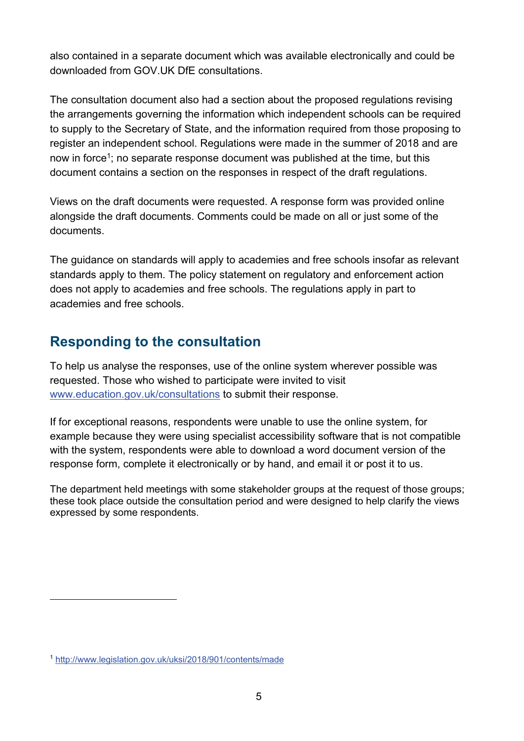also contained in a separate document which was available electronically and could be downloaded from GOV.UK DfE consultations.

The consultation document also had a section about the proposed regulations revising the arrangements governing the information which independent schools can be required to supply to the Secretary of State, and the information required from those proposing to register an independent school. Regulations were made in the summer of 2018 and are now in force[1]; no separate response document was published at the time, but this document contains a section on the responses in respect of the draft regulations.

Views on the draft documents were requested. A response form was provided online alongside the draft documents. Comments could be made on all or just some of the documents.

The guidance on standards will apply to academies and free schools insofar as relevant standards apply to them. The policy statement on regulatory and enforcement action does not apply to academies and free schools. The regulations apply in part to academies and free schools.

## Responding to the consultation

To help us analyse the responses, use of the online system wherever possible was requested. Those who wished to participate were invited to visit www.education.gov.uk/consultations to submit their response.

If for exceptional reasons, respondents were unable to use the online system, for example because they were using specialist accessibility software that is not compatible with the system, respondents were able to download a word document version of the response form, complete it electronically or by hand, and email it or post it to us.

The department held meetings with some stakeholder groups at the request of those groups; these took place outside the consultation period and were designed to help clarify the views expressed by some respondents.

[1] http://www.legislation.gov.uk/uksi/2018/901/contents/made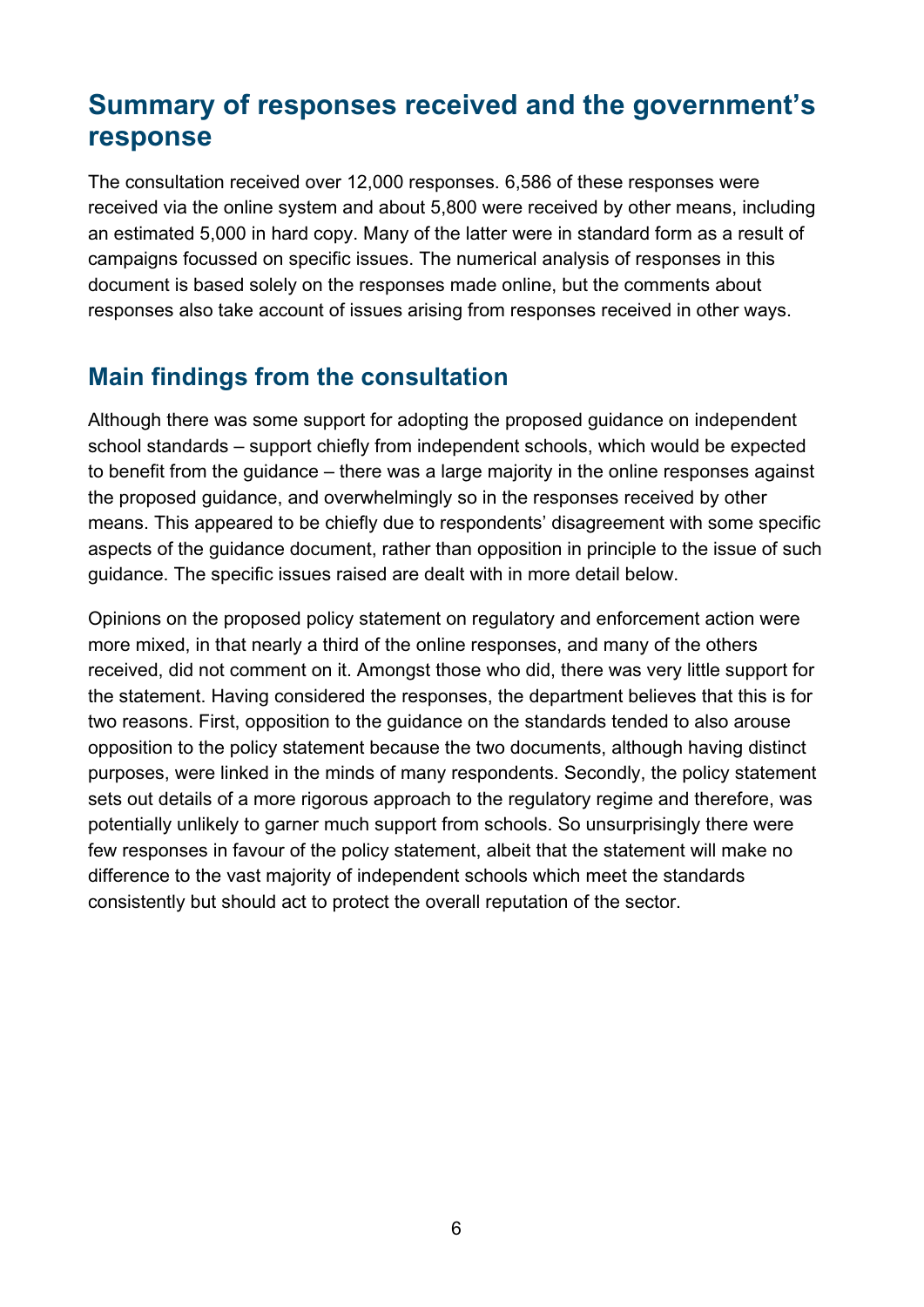## Summary of responses received and the government's response

The consultation received over 12,000 responses. 6,586 of these responses were received via the online system and about 5,800 were received by other means, including an estimated 5,000 in hard copy. Many of the latter were in standard form as a result of campaigns focussed on specific issues. The numerical analysis of responses in this document is based solely on the responses made online, but the comments about responses also take account of issues arising from responses received in other ways.

## Main findings from the consultation

Although there was some support for adopting the proposed guidance on independent school standards – support chiefly from independent schools, which would be expected to benefit from the guidance – there was a large majority in the online responses against the proposed guidance, and overwhelmingly so in the responses received by other means. This appeared to be chiefly due to respondents' disagreement with some specific aspects of the guidance document, rather than opposition in principle to the issue of such guidance. The specific issues raised are dealt with in more detail below.

Opinions on the proposed policy statement on regulatory and enforcement action were more mixed, in that nearly a third of the online responses, and many of the others received, did not comment on it. Amongst those who did, there was very little support for the statement. Having considered the responses, the department believes that this is for two reasons. First, opposition to the guidance on the standards tended to also arouse opposition to the policy statement because the two documents, although having distinct purposes, were linked in the minds of many respondents. Secondly, the policy statement sets out details of a more rigorous approach to the regulatory regime and therefore, was potentially unlikely to garner much support from schools. So unsurprisingly there were few responses in favour of the policy statement, albeit that the statement will make no difference to the vast majority of independent schools which meet the standards consistently but should act to protect the overall reputation of the sector.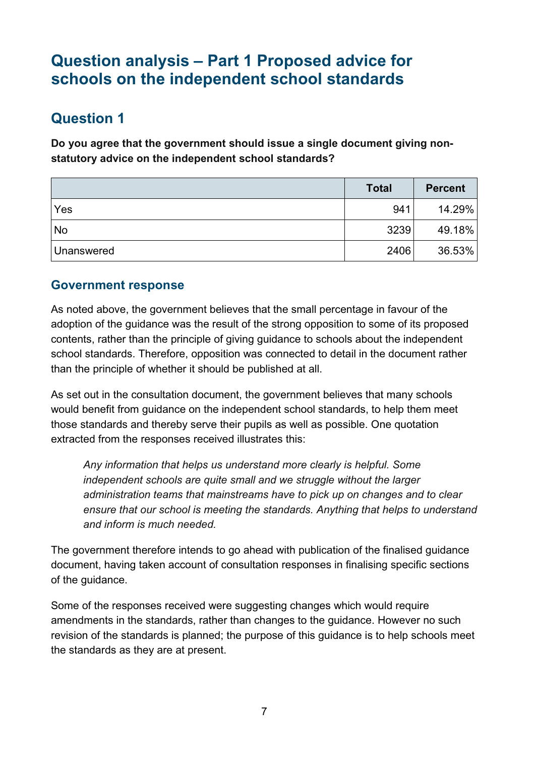# Question analysis – Part 1 Proposed advice for schools on the independent school standards

## Question 1

**Do you agree that the government should issue a single document giving non-statutory advice on the independent school standards?**

| | Total | Percent |
|---|---|---|
| Yes | 941 | 14.29% |
| No | 3239 | 49.18% |
| Unanswered | 2406 | 36.53% |

### Government response

As noted above, the government believes that the small percentage in favour of the adoption of the guidance was the result of the strong opposition to some of its proposed contents, rather than the principle of giving guidance to schools about the independent school standards. Therefore, opposition was connected to detail in the document rather than the principle of whether it should be published at all.

As set out in the consultation document, the government believes that many schools would benefit from guidance on the independent school standards, to help them meet those standards and thereby serve their pupils as well as possible. One quotation extracted from the responses received illustrates this:

> *Any information that helps us understand more clearly is helpful. Some independent schools are quite small and we struggle without the larger administration teams that mainstreams have to pick up on changes and to clear ensure that our school is meeting the standards. Anything that helps to understand and inform is much needed.*

The government therefore intends to go ahead with publication of the finalised guidance document, having taken account of consultation responses in finalising specific sections of the guidance.

Some of the responses received were suggesting changes which would require amendments in the standards, rather than changes to the guidance. However no such revision of the standards is planned; the purpose of this guidance is to help schools meet the standards as they are at present.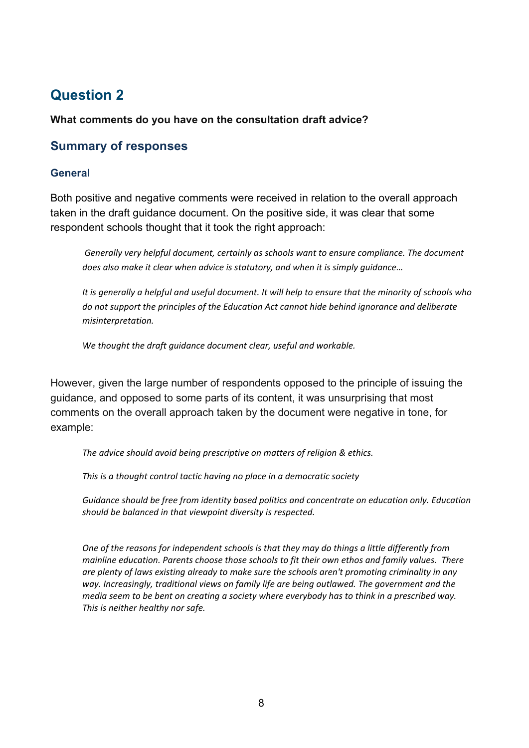## Question 2

**What comments do you have on the consultation draft advice?**

### Summary of responses

#### General

Both positive and negative comments were received in relation to the overall approach taken in the draft guidance document. On the positive side, it was clear that some respondent schools thought that it took the right approach:

> *Generally very helpful document, certainly as schools want to ensure compliance. The document does also make it clear when advice is statutory, and when it is simply guidance…*
>
> *It is generally a helpful and useful document. It will help to ensure that the minority of schools who do not support the principles of the Education Act cannot hide behind ignorance and deliberate misinterpretation.*
>
> *We thought the draft guidance document clear, useful and workable.*

However, given the large number of respondents opposed to the principle of issuing the guidance, and opposed to some parts of its content, it was unsurprising that most comments on the overall approach taken by the document were negative in tone, for example:

> *The advice should avoid being prescriptive on matters of religion & ethics.*
>
> *This is a thought control tactic having no place in a democratic society*
>
> *Guidance should be free from identity based politics and concentrate on education only. Education should be balanced in that viewpoint diversity is respected.*
>
> *One of the reasons for independent schools is that they may do things a little differently from mainline education. Parents choose those schools to fit their own ethos and family values. There are plenty of laws existing already to make sure the schools aren't promoting criminality in any way. Increasingly, traditional views on family life are being outlawed. The government and the media seem to be bent on creating a society where everybody has to think in a prescribed way. This is neither healthy nor safe.*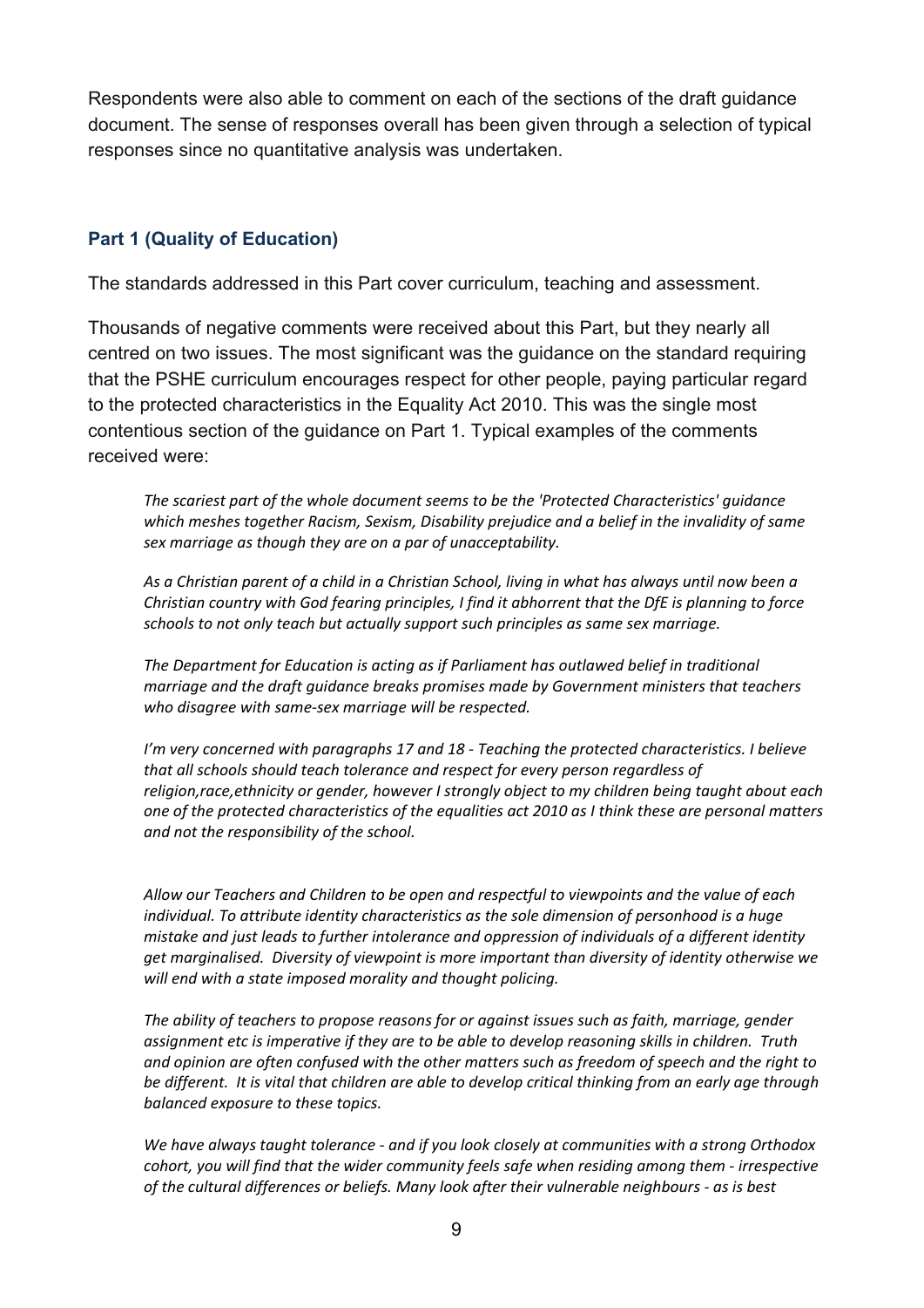Respondents were also able to comment on each of the sections of the draft guidance document. The sense of responses overall has been given through a selection of typical responses since no quantitative analysis was undertaken.

### Part 1 (Quality of Education)

The standards addressed in this Part cover curriculum, teaching and assessment.

Thousands of negative comments were received about this Part, but they nearly all centred on two issues. The most significant was the guidance on the standard requiring that the PSHE curriculum encourages respect for other people, paying particular regard to the protected characteristics in the Equality Act 2010. This was the single most contentious section of the guidance on Part 1. Typical examples of the comments received were:

> *The scariest part of the whole document seems to be the 'Protected Characteristics' guidance which meshes together Racism, Sexism, Disability prejudice and a belief in the invalidity of same sex marriage as though they are on a par of unacceptability.*
>
> *As a Christian parent of a child in a Christian School, living in what has always until now been a Christian country with God fearing principles, I find it abhorrent that the DfE is planning to force schools to not only teach but actually support such principles as same sex marriage.*
>
> *The Department for Education is acting as if Parliament has outlawed belief in traditional marriage and the draft guidance breaks promises made by Government ministers that teachers who disagree with same-sex marriage will be respected.*
>
> *I'm very concerned with paragraphs 17 and 18 - Teaching the protected characteristics. I believe that all schools should teach tolerance and respect for every person regardless of religion,race,ethnicity or gender, however I strongly object to my children being taught about each one of the protected characteristics of the equalities act 2010 as I think these are personal matters and not the responsibility of the school.*
>
> *Allow our Teachers and Children to be open and respectful to viewpoints and the value of each individual. To attribute identity characteristics as the sole dimension of personhood is a huge mistake and just leads to further intolerance and oppression of individuals of a different identity get marginalised. Diversity of viewpoint is more important than diversity of identity otherwise we will end with a state imposed morality and thought policing.*
>
> *The ability of teachers to propose reasons for or against issues such as faith, marriage, gender assignment etc is imperative if they are to be able to develop reasoning skills in children. Truth and opinion are often confused with the other matters such as freedom of speech and the right to be different. It is vital that children are able to develop critical thinking from an early age through balanced exposure to these topics.*
>
> *We have always taught tolerance - and if you look closely at communities with a strong Orthodox cohort, you will find that the wider community feels safe when residing among them - irrespective of the cultural differences or beliefs. Many look after their vulnerable neighbours - as is best*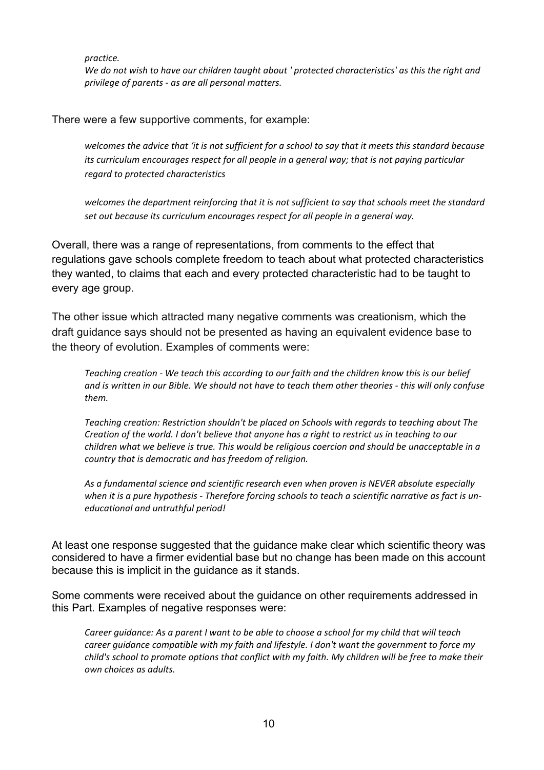*practice.*

*We do not wish to have our children taught about ' protected characteristics' as this the right and privilege of parents - as are all personal matters.*

There were a few supportive comments, for example:

> *welcomes the advice that 'it is not sufficient for a school to say that it meets this standard because its curriculum encourages respect for all people in a general way; that is not paying particular regard to protected characteristics*
>
> *welcomes the department reinforcing that it is not sufficient to say that schools meet the standard set out because its curriculum encourages respect for all people in a general way.*

Overall, there was a range of representations, from comments to the effect that regulations gave schools complete freedom to teach about what protected characteristics they wanted, to claims that each and every protected characteristic had to be taught to every age group.

The other issue which attracted many negative comments was creationism, which the draft guidance says should not be presented as having an equivalent evidence base to the theory of evolution. Examples of comments were:

> *Teaching creation - We teach this according to our faith and the children know this is our belief and is written in our Bible. We should not have to teach them other theories - this will only confuse them.*
>
> *Teaching creation: Restriction shouldn't be placed on Schools with regards to teaching about The Creation of the world. I don't believe that anyone has a right to restrict us in teaching to our children what we believe is true. This would be religious coercion and should be unacceptable in a country that is democratic and has freedom of religion.*
>
> *As a fundamental science and scientific research even when proven is NEVER absolute especially when it is a pure hypothesis - Therefore forcing schools to teach a scientific narrative as fact is un-educational and untruthful period!*

At least one response suggested that the guidance make clear which scientific theory was considered to have a firmer evidential base but no change has been made on this account because this is implicit in the guidance as it stands.

Some comments were received about the guidance on other requirements addressed in this Part. Examples of negative responses were:

> *Career guidance: As a parent I want to be able to choose a school for my child that will teach career guidance compatible with my faith and lifestyle. I don't want the government to force my child's school to promote options that conflict with my faith. My children will be free to make their own choices as adults.*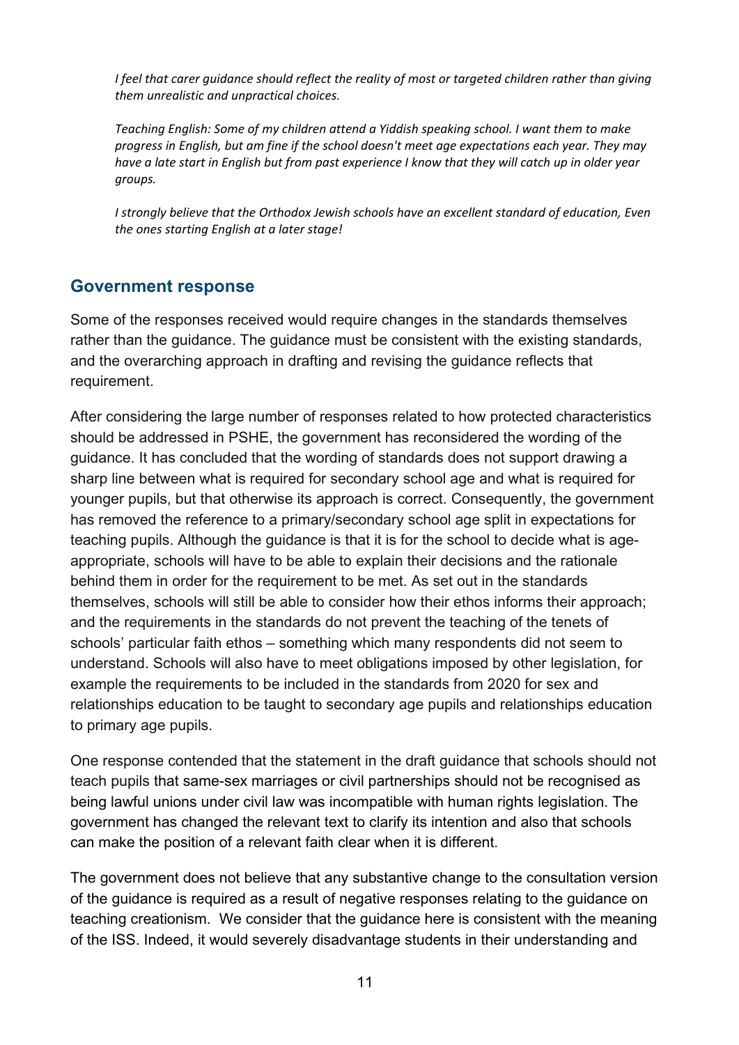*I feel that carer guidance should reflect the reality of most or targeted children rather than giving them unrealistic and unpractical choices.*

*Teaching English: Some of my children attend a Yiddish speaking school. I want them to make progress in English, but am fine if the school doesn't meet age expectations each year. They may have a late start in English but from past experience I know that they will catch up in older year groups.*

*I strongly believe that the Orthodox Jewish schools have an excellent standard of education, Even the ones starting English at a later stage!*

## Government response

Some of the responses received would require changes in the standards themselves rather than the guidance. The guidance must be consistent with the existing standards, and the overarching approach in drafting and revising the guidance reflects that requirement.

After considering the large number of responses related to how protected characteristics should be addressed in PSHE, the government has reconsidered the wording of the guidance. It has concluded that the wording of standards does not support drawing a sharp line between what is required for secondary school age and what is required for younger pupils, but that otherwise its approach is correct. Consequently, the government has removed the reference to a primary/secondary school age split in expectations for teaching pupils. Although the guidance is that it is for the school to decide what is age-appropriate, schools will have to be able to explain their decisions and the rationale behind them in order for the requirement to be met. As set out in the standards themselves, schools will still be able to consider how their ethos informs their approach; and the requirements in the standards do not prevent the teaching of the tenets of schools' particular faith ethos – something which many respondents did not seem to understand. Schools will also have to meet obligations imposed by other legislation, for example the requirements to be included in the standards from 2020 for sex and relationships education to be taught to secondary age pupils and relationships education to primary age pupils.

One response contended that the statement in the draft guidance that schools should not teach pupils that same-sex marriages or civil partnerships should not be recognised as being lawful unions under civil law was incompatible with human rights legislation. The government has changed the relevant text to clarify its intention and also that schools can make the position of a relevant faith clear when it is different.

The government does not believe that any substantive change to the consultation version of the guidance is required as a result of negative responses relating to the guidance on teaching creationism. We consider that the guidance here is consistent with the meaning of the ISS. Indeed, it would severely disadvantage students in their understanding and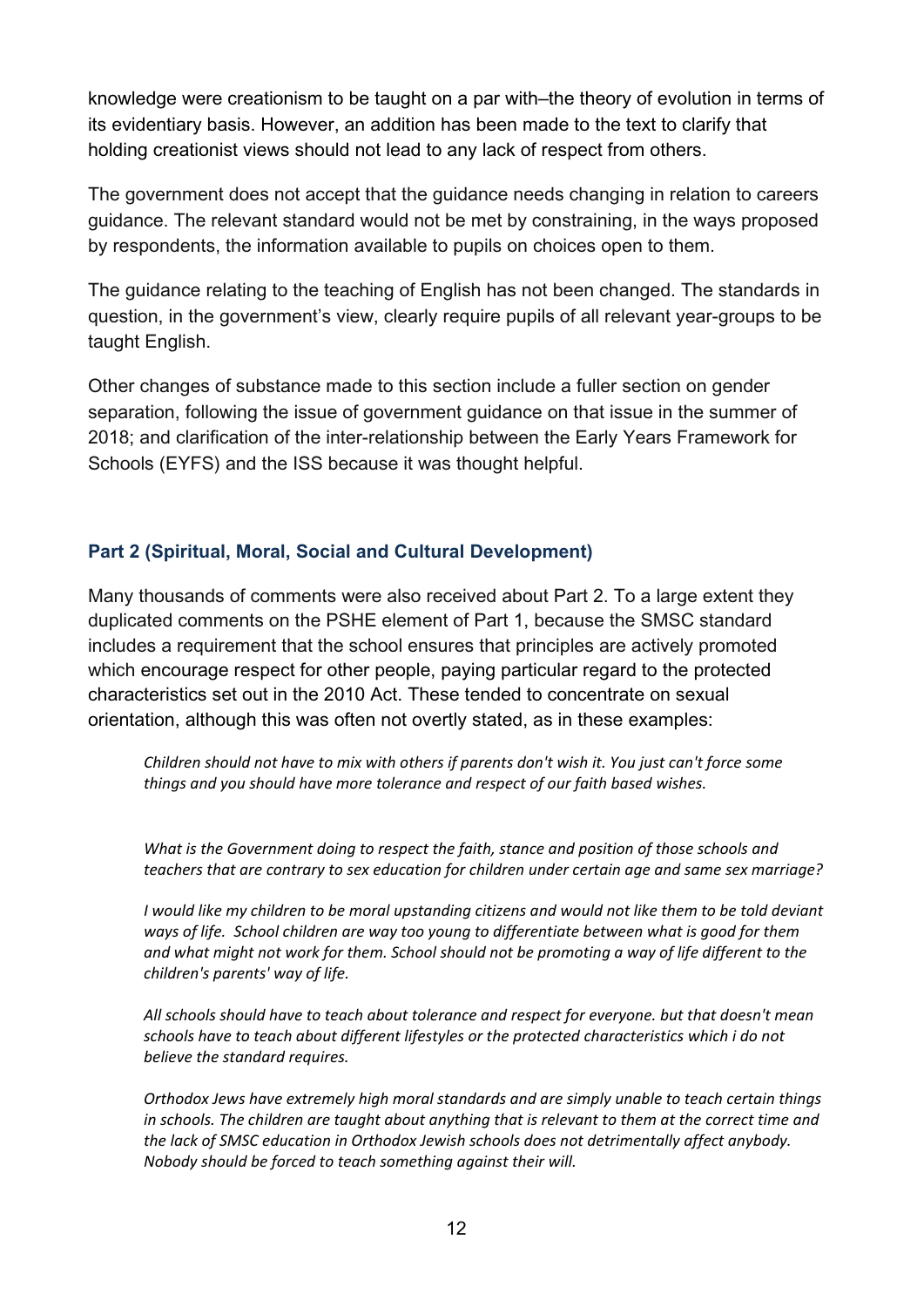knowledge were creationism to be taught on a par with–the theory of evolution in terms of its evidentiary basis. However, an addition has been made to the text to clarify that holding creationist views should not lead to any lack of respect from others.

The government does not accept that the guidance needs changing in relation to careers guidance. The relevant standard would not be met by constraining, in the ways proposed by respondents, the information available to pupils on choices open to them.

The guidance relating to the teaching of English has not been changed. The standards in question, in the government's view, clearly require pupils of all relevant year-groups to be taught English.

Other changes of substance made to this section include a fuller section on gender separation, following the issue of government guidance on that issue in the summer of 2018; and clarification of the inter-relationship between the Early Years Framework for Schools (EYFS) and the ISS because it was thought helpful.

### Part 2 (Spiritual, Moral, Social and Cultural Development)

Many thousands of comments were also received about Part 2. To a large extent they duplicated comments on the PSHE element of Part 1, because the SMSC standard includes a requirement that the school ensures that principles are actively promoted which encourage respect for other people, paying particular regard to the protected characteristics set out in the 2010 Act. These tended to concentrate on sexual orientation, although this was often not overtly stated, as in these examples:

> *Children should not have to mix with others if parents don't wish it. You just can't force some things and you should have more tolerance and respect of our faith based wishes.*

> *What is the Government doing to respect the faith, stance and position of those schools and teachers that are contrary to sex education for children under certain age and same sex marriage?*

> *I would like my children to be moral upstanding citizens and would not like them to be told deviant ways of life. School children are way too young to differentiate between what is good for them and what might not work for them. School should not be promoting a way of life different to the children's parents' way of life.*

> *All schools should have to teach about tolerance and respect for everyone. but that doesn't mean schools have to teach about different lifestyles or the protected characteristics which i do not believe the standard requires.*

> *Orthodox Jews have extremely high moral standards and are simply unable to teach certain things in schools. The children are taught about anything that is relevant to them at the correct time and the lack of SMSC education in Orthodox Jewish schools does not detrimentally affect anybody. Nobody should be forced to teach something against their will.*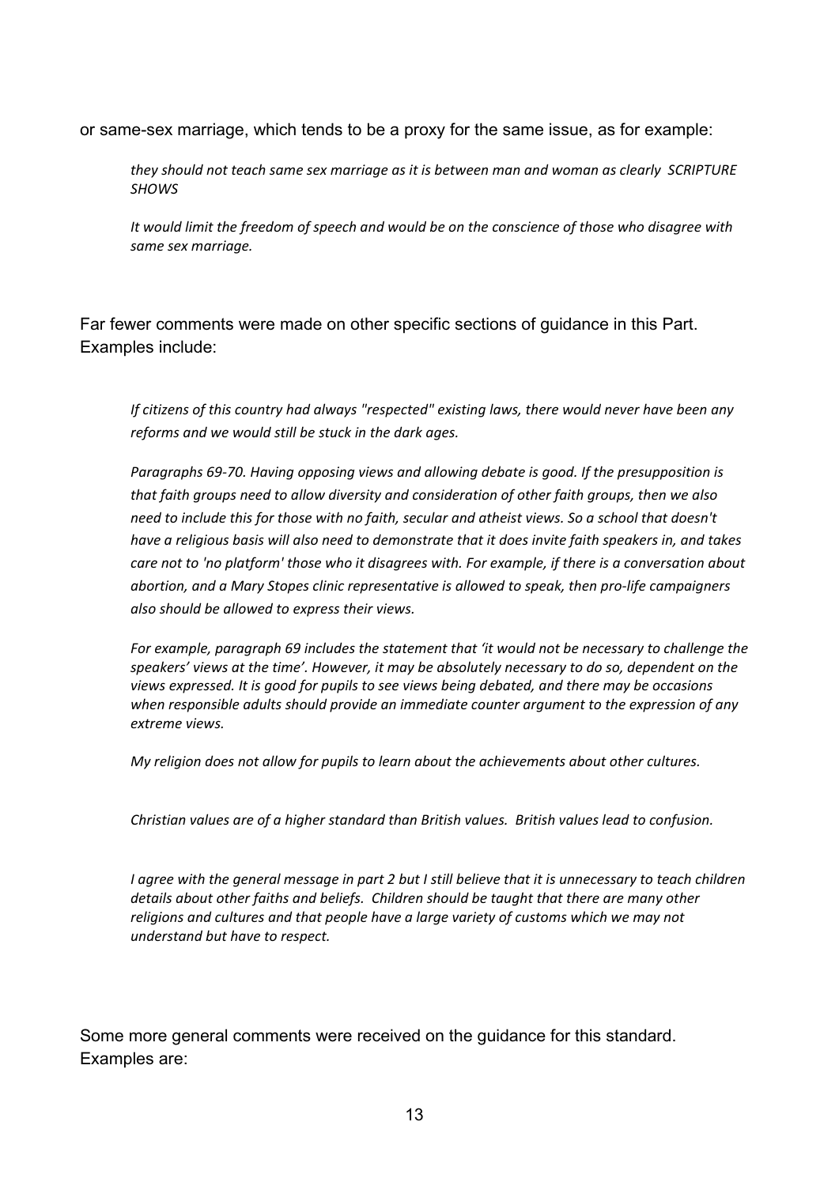or same-sex marriage, which tends to be a proxy for the same issue, as for example:

> *they should not teach same sex marriage as it is between man and woman as clearly SCRIPTURE SHOWS*
>
> *It would limit the freedom of speech and would be on the conscience of those who disagree with same sex marriage.*

Far fewer comments were made on other specific sections of guidance in this Part. Examples include:

> *If citizens of this country had always "respected" existing laws, there would never have been any reforms and we would still be stuck in the dark ages.*
>
> *Paragraphs 69-70. Having opposing views and allowing debate is good. If the presupposition is that faith groups need to allow diversity and consideration of other faith groups, then we also need to include this for those with no faith, secular and atheist views. So a school that doesn't have a religious basis will also need to demonstrate that it does invite faith speakers in, and takes care not to 'no platform' those who it disagrees with. For example, if there is a conversation about abortion, and a Mary Stopes clinic representative is allowed to speak, then pro-life campaigners also should be allowed to express their views.*
>
> *For example, paragraph 69 includes the statement that 'it would not be necessary to challenge the speakers' views at the time'. However, it may be absolutely necessary to do so, dependent on the views expressed. It is good for pupils to see views being debated, and there may be occasions when responsible adults should provide an immediate counter argument to the expression of any extreme views.*
>
> *My religion does not allow for pupils to learn about the achievements about other cultures.*
>
> *Christian values are of a higher standard than British values. British values lead to confusion.*
>
> *I agree with the general message in part 2 but I still believe that it is unnecessary to teach children details about other faiths and beliefs. Children should be taught that there are many other religions and cultures and that people have a large variety of customs which we may not understand but have to respect.*

Some more general comments were received on the guidance for this standard. Examples are: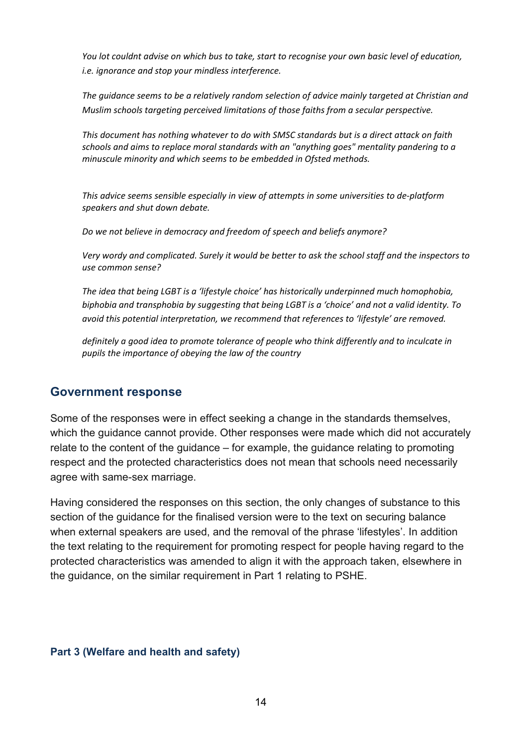*You lot couldnt advise on which bus to take, start to recognise your own basic level of education, i.e. ignorance and stop your mindless interference.*

*The guidance seems to be a relatively random selection of advice mainly targeted at Christian and Muslim schools targeting perceived limitations of those faiths from a secular perspective.*

*This document has nothing whatever to do with SMSC standards but is a direct attack on faith schools and aims to replace moral standards with an "anything goes" mentality pandering to a minuscule minority and which seems to be embedded in Ofsted methods.*

*This advice seems sensible especially in view of attempts in some universities to de-platform speakers and shut down debate.*

*Do we not believe in democracy and freedom of speech and beliefs anymore?*

*Very wordy and complicated. Surely it would be better to ask the school staff and the inspectors to use common sense?*

*The idea that being LGBT is a 'lifestyle choice' has historically underpinned much homophobia, biphobia and transphobia by suggesting that being LGBT is a 'choice' and not a valid identity. To avoid this potential interpretation, we recommend that references to 'lifestyle' are removed.*

*definitely a good idea to promote tolerance of people who think differently and to inculcate in pupils the importance of obeying the law of the country*

## Government response

Some of the responses were in effect seeking a change in the standards themselves, which the guidance cannot provide. Other responses were made which did not accurately relate to the content of the guidance – for example, the guidance relating to promoting respect and the protected characteristics does not mean that schools need necessarily agree with same-sex marriage.

Having considered the responses on this section, the only changes of substance to this section of the guidance for the finalised version were to the text on securing balance when external speakers are used, and the removal of the phrase 'lifestyles'. In addition the text relating to the requirement for promoting respect for people having regard to the protected characteristics was amended to align it with the approach taken, elsewhere in the guidance, on the similar requirement in Part 1 relating to PSHE.

### Part 3 (Welfare and health and safety)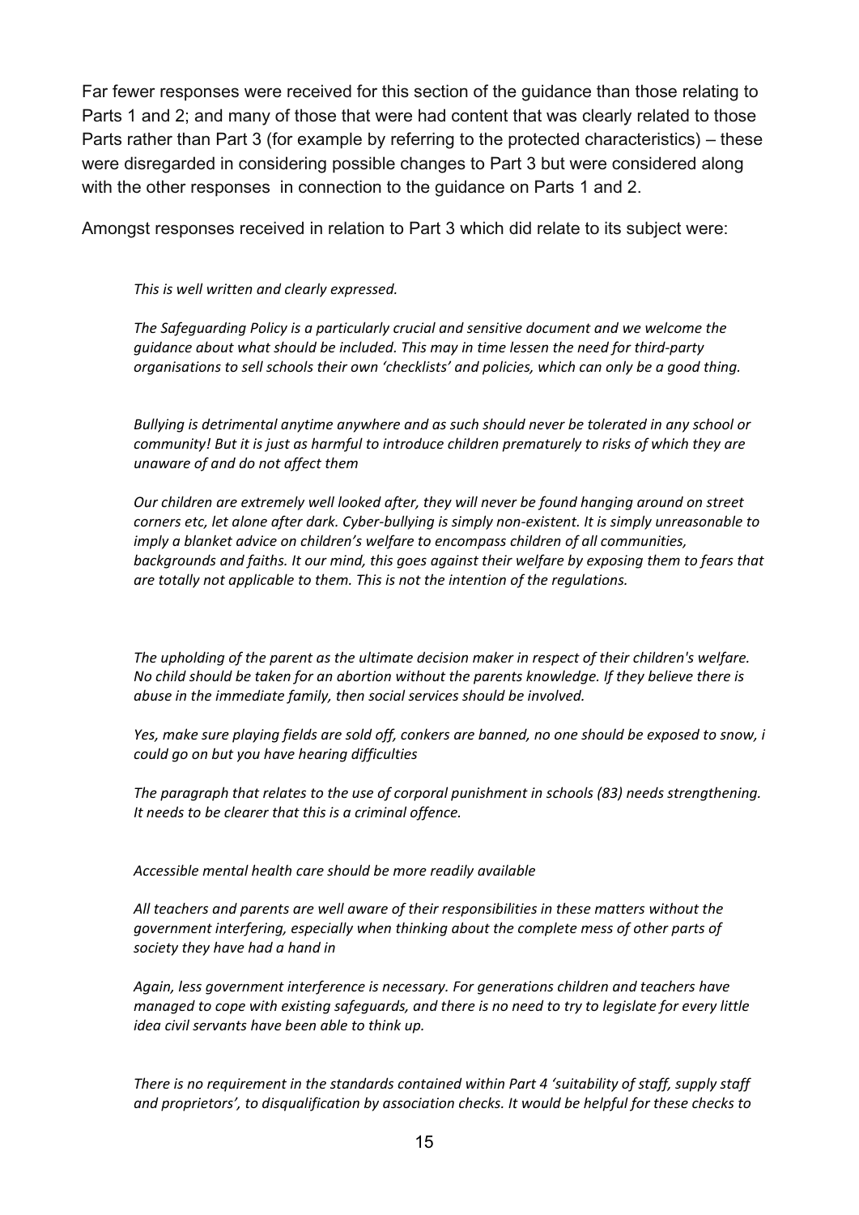Far fewer responses were received for this section of the guidance than those relating to Parts 1 and 2; and many of those that were had content that was clearly related to those Parts rather than Part 3 (for example by referring to the protected characteristics) – these were disregarded in considering possible changes to Part 3 but were considered along with the other responses in connection to the guidance on Parts 1 and 2.

Amongst responses received in relation to Part 3 which did relate to its subject were:

> *This is well written and clearly expressed.*
>
> *The Safeguarding Policy is a particularly crucial and sensitive document and we welcome the guidance about what should be included. This may in time lessen the need for third-party organisations to sell schools their own 'checklists' and policies, which can only be a good thing.*
>
> *Bullying is detrimental anytime anywhere and as such should never be tolerated in any school or community! But it is just as harmful to introduce children prematurely to risks of which they are unaware of and do not affect them*
>
> *Our children are extremely well looked after, they will never be found hanging around on street corners etc, let alone after dark. Cyber-bullying is simply non-existent. It is simply unreasonable to imply a blanket advice on children's welfare to encompass children of all communities, backgrounds and faiths. It our mind, this goes against their welfare by exposing them to fears that are totally not applicable to them. This is not the intention of the regulations.*
>
> *The upholding of the parent as the ultimate decision maker in respect of their children's welfare. No child should be taken for an abortion without the parents knowledge. If they believe there is abuse in the immediate family, then social services should be involved.*
>
> *Yes, make sure playing fields are sold off, conkers are banned, no one should be exposed to snow, i could go on but you have hearing difficulties*
>
> *The paragraph that relates to the use of corporal punishment in schools (83) needs strengthening. It needs to be clearer that this is a criminal offence.*
>
> *Accessible mental health care should be more readily available*
>
> *All teachers and parents are well aware of their responsibilities in these matters without the government interfering, especially when thinking about the complete mess of other parts of society they have had a hand in*
>
> *Again, less government interference is necessary. For generations children and teachers have managed to cope with existing safeguards, and there is no need to try to legislate for every little idea civil servants have been able to think up.*
>
> *There is no requirement in the standards contained within Part 4 'suitability of staff, supply staff and proprietors', to disqualification by association checks. It would be helpful for these checks to*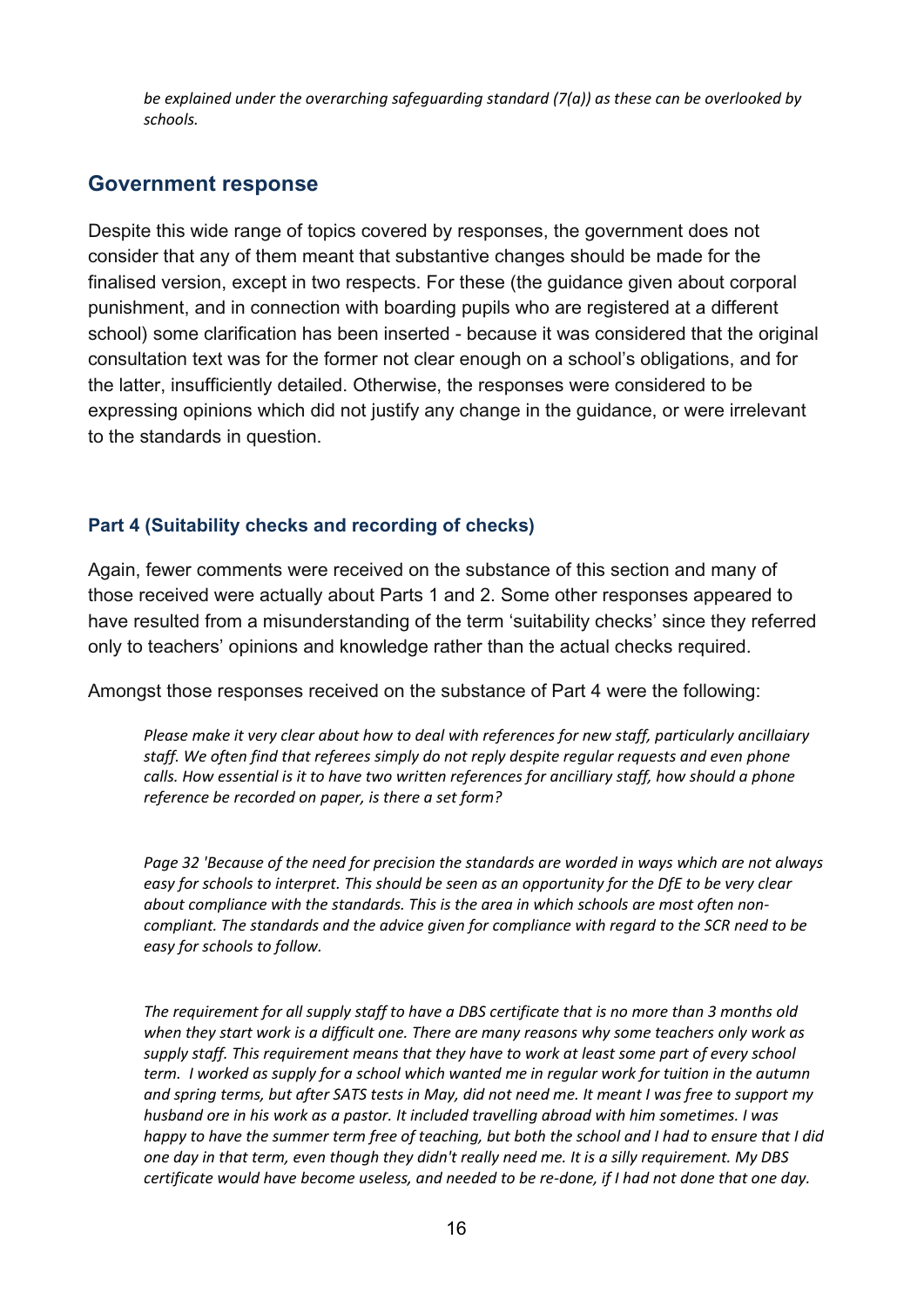*be explained under the overarching safeguarding standard (7(a)) as these can be overlooked by schools.*

## Government response

Despite this wide range of topics covered by responses, the government does not consider that any of them meant that substantive changes should be made for the finalised version, except in two respects. For these (the guidance given about corporal punishment, and in connection with boarding pupils who are registered at a different school) some clarification has been inserted - because it was considered that the original consultation text was for the former not clear enough on a school's obligations, and for the latter, insufficiently detailed. Otherwise, the responses were considered to be expressing opinions which did not justify any change in the guidance, or were irrelevant to the standards in question.

### Part 4 (Suitability checks and recording of checks)

Again, fewer comments were received on the substance of this section and many of those received were actually about Parts 1 and 2. Some other responses appeared to have resulted from a misunderstanding of the term 'suitability checks' since they referred only to teachers' opinions and knowledge rather than the actual checks required.

Amongst those responses received on the substance of Part 4 were the following:

> *Please make it very clear about how to deal with references for new staff, particularly ancillaiary staff. We often find that referees simply do not reply despite regular requests and even phone calls. How essential is it to have two written references for ancilliary staff, how should a phone reference be recorded on paper, is there a set form?*

> *Page 32 'Because of the need for precision the standards are worded in ways which are not always easy for schools to interpret. This should be seen as an opportunity for the DfE to be very clear about compliance with the standards. This is the area in which schools are most often non-compliant. The standards and the advice given for compliance with regard to the SCR need to be easy for schools to follow.*

> *The requirement for all supply staff to have a DBS certificate that is no more than 3 months old when they start work is a difficult one. There are many reasons why some teachers only work as supply staff. This requirement means that they have to work at least some part of every school term. I worked as supply for a school which wanted me in regular work for tuition in the autumn and spring terms, but after SATS tests in May, did not need me. It meant I was free to support my husband ore in his work as a pastor. It included travelling abroad with him sometimes. I was happy to have the summer term free of teaching, but both the school and I had to ensure that I did one day in that term, even though they didn't really need me. It is a silly requirement. My DBS certificate would have become useless, and needed to be re-done, if I had not done that one day.*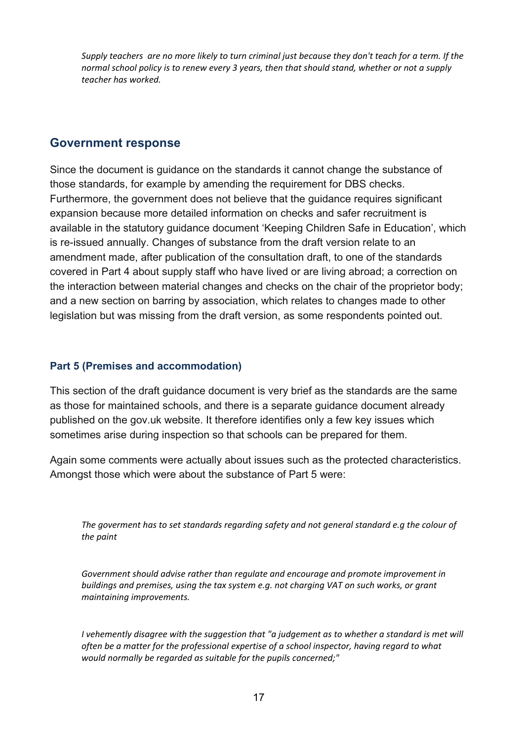*Supply teachers are no more likely to turn criminal just because they don't teach for a term. If the normal school policy is to renew every 3 years, then that should stand, whether or not a supply teacher has worked.*

## Government response

Since the document is guidance on the standards it cannot change the substance of those standards, for example by amending the requirement for DBS checks. Furthermore, the government does not believe that the guidance requires significant expansion because more detailed information on checks and safer recruitment is available in the statutory guidance document 'Keeping Children Safe in Education', which is re-issued annually. Changes of substance from the draft version relate to an amendment made, after publication of the consultation draft, to one of the standards covered in Part 4 about supply staff who have lived or are living abroad; a correction on the interaction between material changes and checks on the chair of the proprietor body; and a new section on barring by association, which relates to changes made to other legislation but was missing from the draft version, as some respondents pointed out.

### Part 5 (Premises and accommodation)

This section of the draft guidance document is very brief as the standards are the same as those for maintained schools, and there is a separate guidance document already published on the gov.uk website. It therefore identifies only a few key issues which sometimes arise during inspection so that schools can be prepared for them.

Again some comments were actually about issues such as the protected characteristics. Amongst those which were about the substance of Part 5 were:

*The goverment has to set standards regarding safety and not general standard e.g the colour of the paint*

*Government should advise rather than regulate and encourage and promote improvement in buildings and premises, using the tax system e.g. not charging VAT on such works, or grant maintaining improvements.*

*I vehemently disagree with the suggestion that "a judgement as to whether a standard is met will often be a matter for the professional expertise of a school inspector, having regard to what would normally be regarded as suitable for the pupils concerned;"*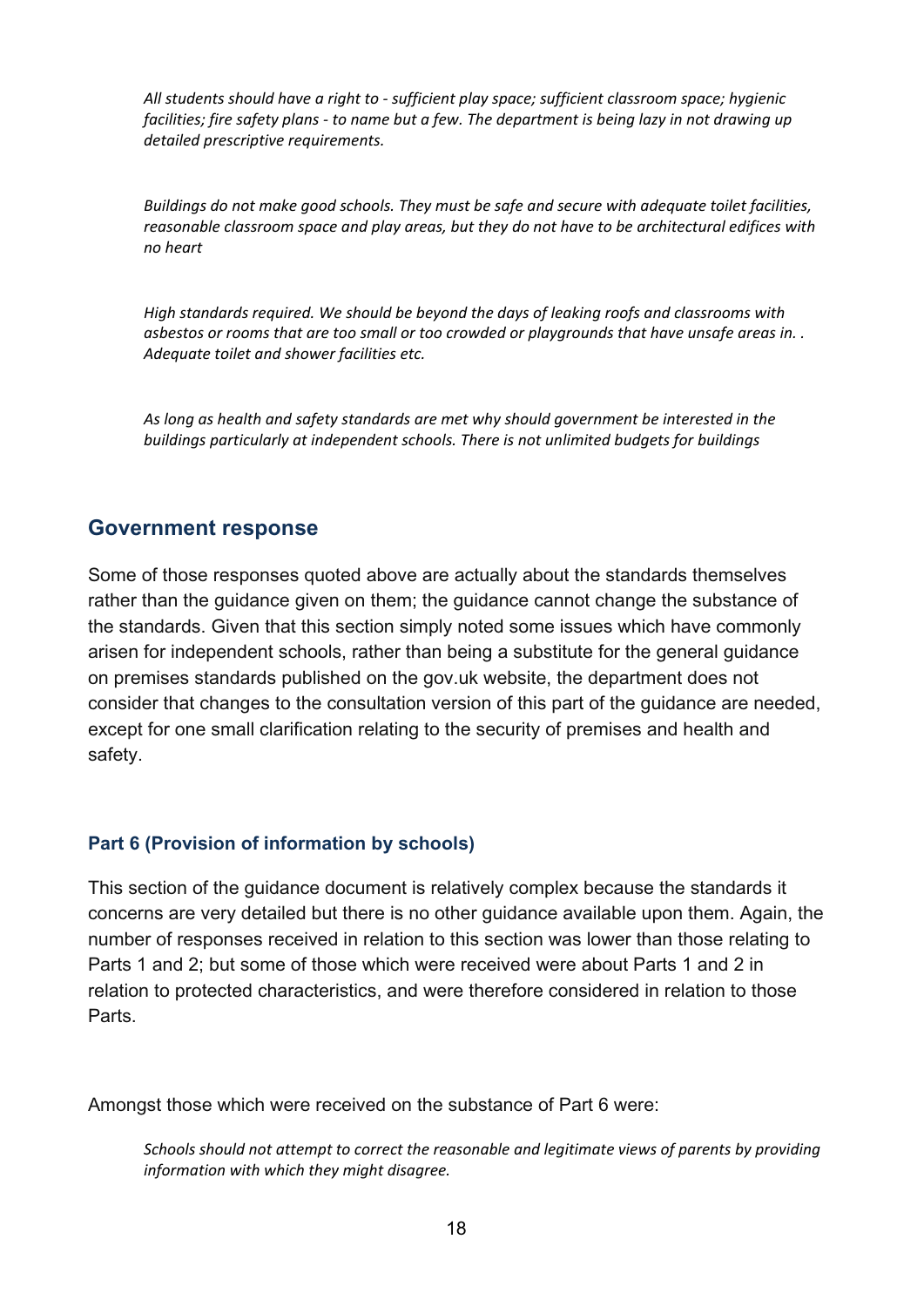*All students should have a right to - sufficient play space; sufficient classroom space; hygienic facilities; fire safety plans - to name but a few. The department is being lazy in not drawing up detailed prescriptive requirements.*

*Buildings do not make good schools. They must be safe and secure with adequate toilet facilities, reasonable classroom space and play areas, but they do not have to be architectural edifices with no heart*

*High standards required. We should be beyond the days of leaking roofs and classrooms with asbestos or rooms that are too small or too crowded or playgrounds that have unsafe areas in. . Adequate toilet and shower facilities etc.*

*As long as health and safety standards are met why should government be interested in the buildings particularly at independent schools. There is not unlimited budgets for buildings*

## Government response

Some of those responses quoted above are actually about the standards themselves rather than the guidance given on them; the guidance cannot change the substance of the standards. Given that this section simply noted some issues which have commonly arisen for independent schools, rather than being a substitute for the general guidance on premises standards published on the gov.uk website, the department does not consider that changes to the consultation version of this part of the guidance are needed, except for one small clarification relating to the security of premises and health and safety.

### Part 6 (Provision of information by schools)

This section of the guidance document is relatively complex because the standards it concerns are very detailed but there is no other guidance available upon them. Again, the number of responses received in relation to this section was lower than those relating to Parts 1 and 2; but some of those which were received were about Parts 1 and 2 in relation to protected characteristics, and were therefore considered in relation to those Parts.

Amongst those which were received on the substance of Part 6 were:

*Schools should not attempt to correct the reasonable and legitimate views of parents by providing information with which they might disagree.*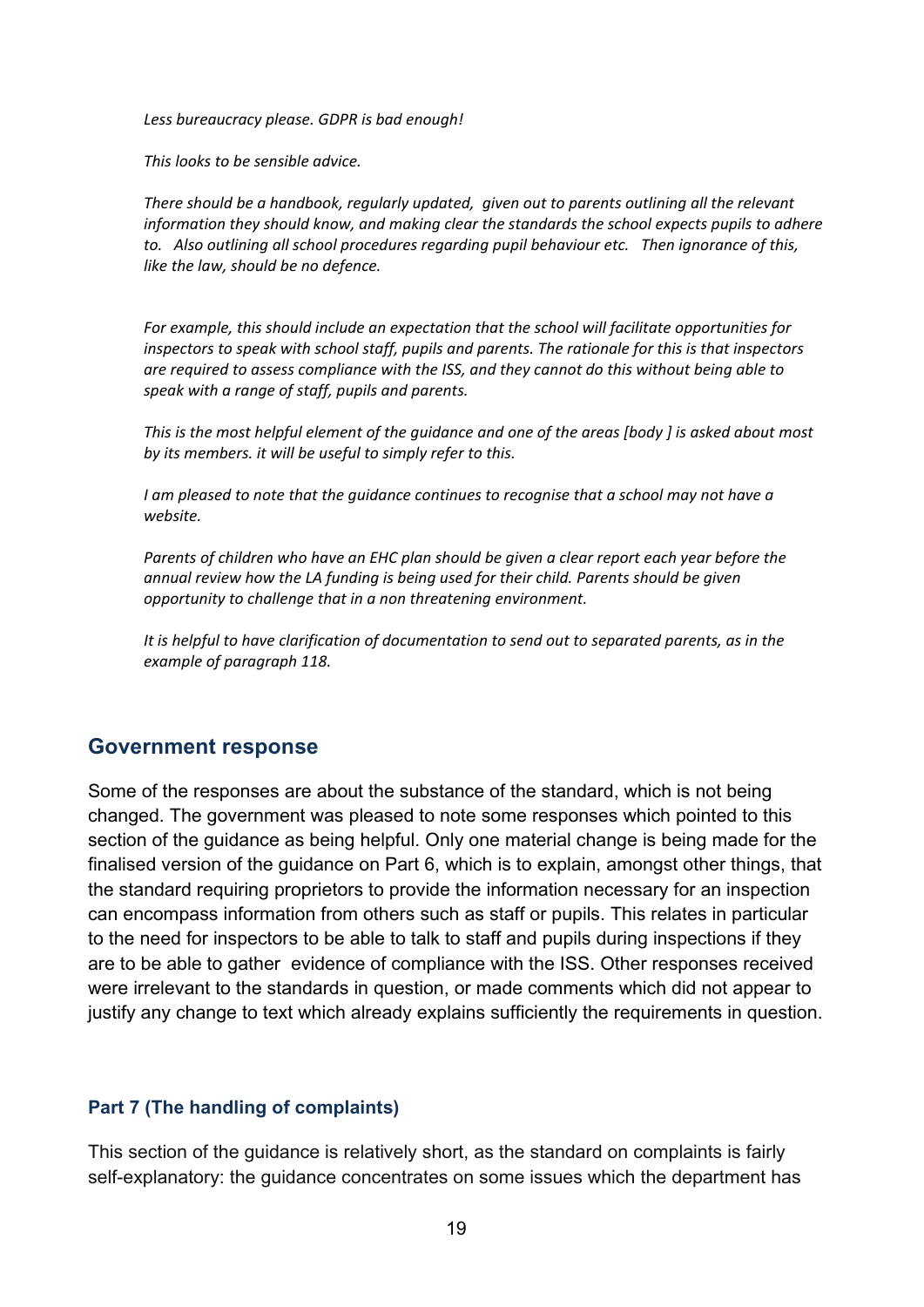*Less bureaucracy please. GDPR is bad enough!*

*This looks to be sensible advice.*

*There should be a handbook, regularly updated, given out to parents outlining all the relevant information they should know, and making clear the standards the school expects pupils to adhere to. Also outlining all school procedures regarding pupil behaviour etc. Then ignorance of this, like the law, should be no defence.*

*For example, this should include an expectation that the school will facilitate opportunities for inspectors to speak with school staff, pupils and parents. The rationale for this is that inspectors are required to assess compliance with the ISS, and they cannot do this without being able to speak with a range of staff, pupils and parents.*

*This is the most helpful element of the guidance and one of the areas [body ] is asked about most by its members. it will be useful to simply refer to this.*

*I am pleased to note that the guidance continues to recognise that a school may not have a website.*

*Parents of children who have an EHC plan should be given a clear report each year before the annual review how the LA funding is being used for their child. Parents should be given opportunity to challenge that in a non threatening environment.*

*It is helpful to have clarification of documentation to send out to separated parents, as in the example of paragraph 118.*

## Government response

Some of the responses are about the substance of the standard, which is not being changed. The government was pleased to note some responses which pointed to this section of the guidance as being helpful. Only one material change is being made for the finalised version of the guidance on Part 6, which is to explain, amongst other things, that the standard requiring proprietors to provide the information necessary for an inspection can encompass information from others such as staff or pupils. This relates in particular to the need for inspectors to be able to talk to staff and pupils during inspections if they are to be able to gather evidence of compliance with the ISS. Other responses received were irrelevant to the standards in question, or made comments which did not appear to justify any change to text which already explains sufficiently the requirements in question.

### Part 7 (The handling of complaints)

This section of the guidance is relatively short, as the standard on complaints is fairly self-explanatory: the guidance concentrates on some issues which the department has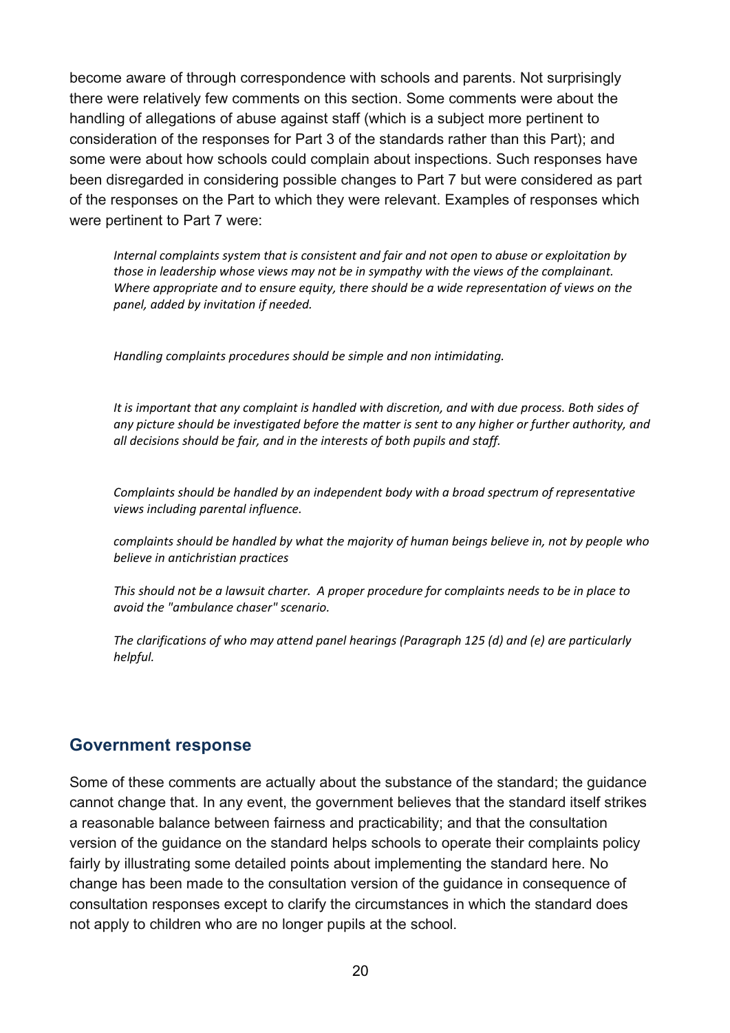become aware of through correspondence with schools and parents. Not surprisingly there were relatively few comments on this section. Some comments were about the handling of allegations of abuse against staff (which is a subject more pertinent to consideration of the responses for Part 3 of the standards rather than this Part); and some were about how schools could complain about inspections. Such responses have been disregarded in considering possible changes to Part 7 but were considered as part of the responses on the Part to which they were relevant. Examples of responses which were pertinent to Part 7 were:

> *Internal complaints system that is consistent and fair and not open to abuse or exploitation by those in leadership whose views may not be in sympathy with the views of the complainant. Where appropriate and to ensure equity, there should be a wide representation of views on the panel, added by invitation if needed.*

> *Handling complaints procedures should be simple and non intimidating.*

> *It is important that any complaint is handled with discretion, and with due process. Both sides of any picture should be investigated before the matter is sent to any higher or further authority, and all decisions should be fair, and in the interests of both pupils and staff.*

> *Complaints should be handled by an independent body with a broad spectrum of representative views including parental influence.*

> *complaints should be handled by what the majority of human beings believe in, not by people who believe in antichristian practices*

> *This should not be a lawsuit charter. A proper procedure for complaints needs to be in place to avoid the "ambulance chaser" scenario.*

> *The clarifications of who may attend panel hearings (Paragraph 125 (d) and (e) are particularly helpful.*

## Government response

Some of these comments are actually about the substance of the standard; the guidance cannot change that. In any event, the government believes that the standard itself strikes a reasonable balance between fairness and practicability; and that the consultation version of the guidance on the standard helps schools to operate their complaints policy fairly by illustrating some detailed points about implementing the standard here. No change has been made to the consultation version of the guidance in consequence of consultation responses except to clarify the circumstances in which the standard does not apply to children who are no longer pupils at the school.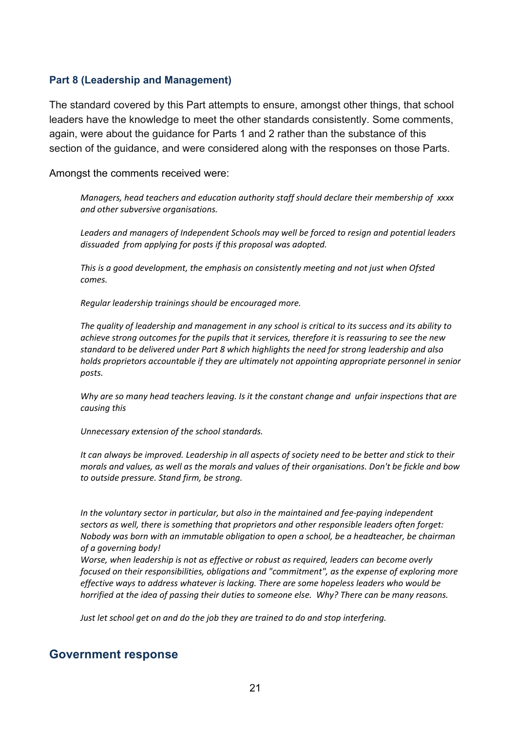### Part 8 (Leadership and Management)

The standard covered by this Part attempts to ensure, amongst other things, that school leaders have the knowledge to meet the other standards consistently. Some comments, again, were about the guidance for Parts 1 and 2 rather than the substance of this section of the guidance, and were considered along with the responses on those Parts.

Amongst the comments received were:

> *Managers, head teachers and education authority staff should declare their membership of xxxx and other subversive organisations.*
>
> *Leaders and managers of Independent Schools may well be forced to resign and potential leaders dissuaded from applying for posts if this proposal was adopted.*
>
> *This is a good development, the emphasis on consistently meeting and not just when Ofsted comes.*
>
> *Regular leadership trainings should be encouraged more.*
>
> *The quality of leadership and management in any school is critical to its success and its ability to achieve strong outcomes for the pupils that it services, therefore it is reassuring to see the new standard to be delivered under Part 8 which highlights the need for strong leadership and also holds proprietors accountable if they are ultimately not appointing appropriate personnel in senior posts.*
>
> *Why are so many head teachers leaving. Is it the constant change and unfair inspections that are causing this*
>
> *Unnecessary extension of the school standards.*
>
> *It can always be improved. Leadership in all aspects of society need to be better and stick to their morals and values, as well as the morals and values of their organisations. Don't be fickle and bow to outside pressure. Stand firm, be strong.*
>
> *In the voluntary sector in particular, but also in the maintained and fee-paying independent sectors as well, there is something that proprietors and other responsible leaders often forget: Nobody was born with an immutable obligation to open a school, be a headteacher, be chairman of a governing body!*
> *Worse, when leadership is not as effective or robust as required, leaders can become overly focused on their responsibilities, obligations and "commitment", as the expense of exploring more effective ways to address whatever is lacking. There are some hopeless leaders who would be horrified at the idea of passing their duties to someone else. Why? There can be many reasons.*
>
> *Just let school get on and do the job they are trained to do and stop interfering.*

## Government response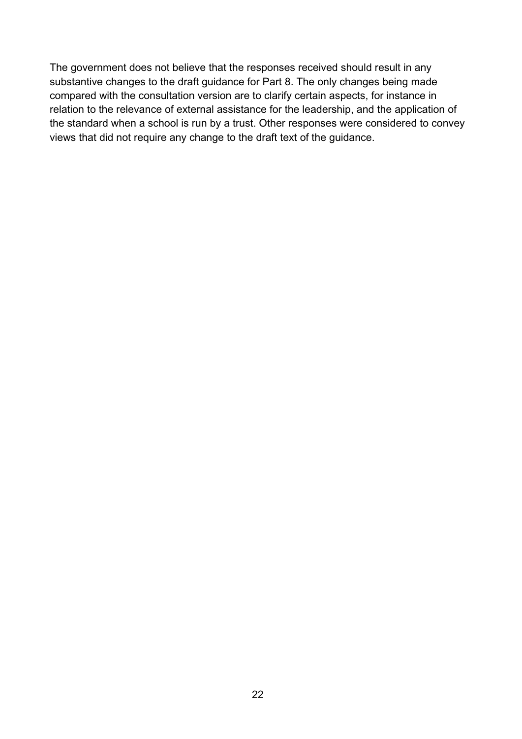The government does not believe that the responses received should result in any substantive changes to the draft guidance for Part 8. The only changes being made compared with the consultation version are to clarify certain aspects, for instance in relation to the relevance of external assistance for the leadership, and the application of the standard when a school is run by a trust. Other responses were considered to convey views that did not require any change to the draft text of the guidance.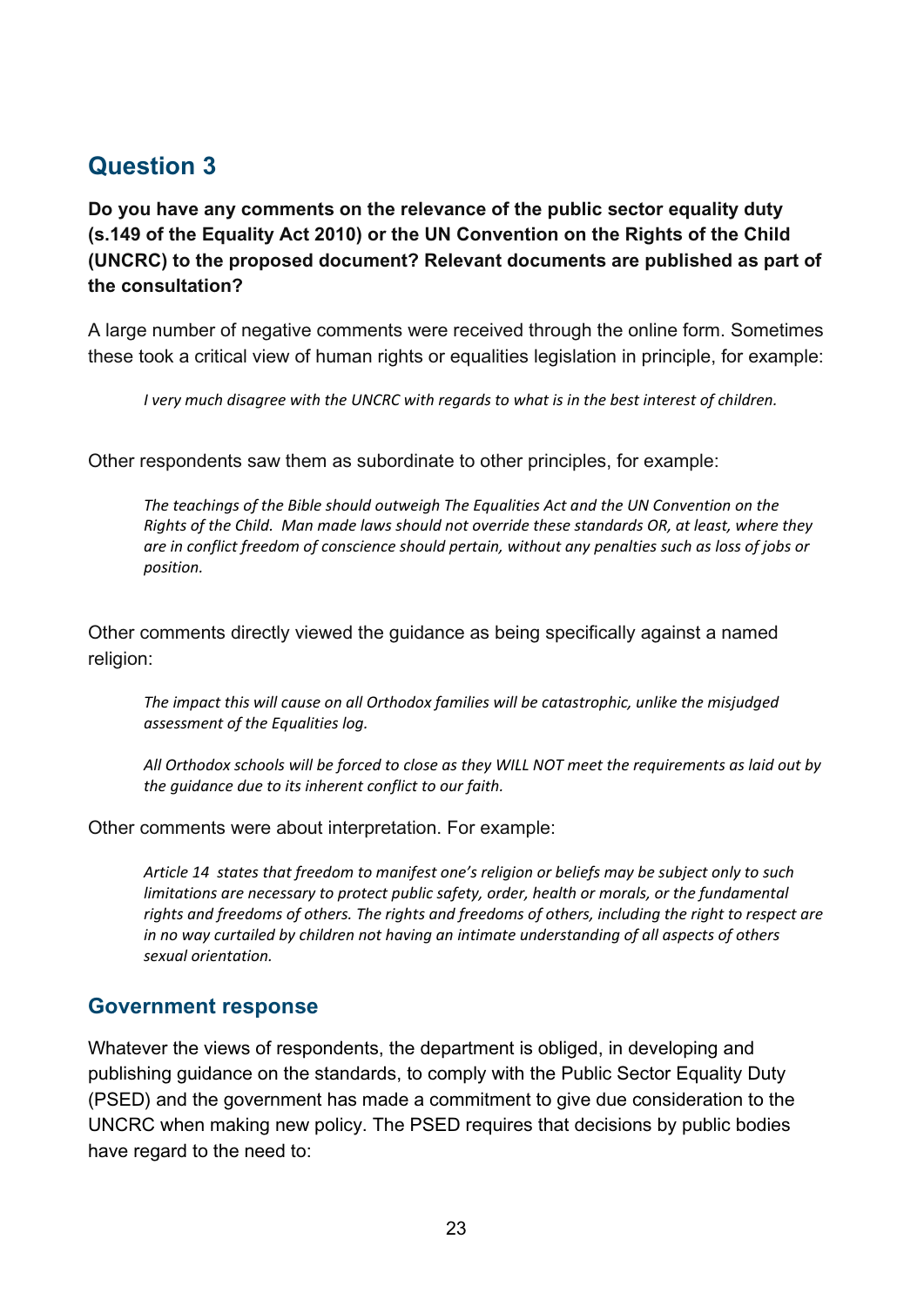## Question 3

**Do you have any comments on the relevance of the public sector equality duty (s.149 of the Equality Act 2010) or the UN Convention on the Rights of the Child (UNCRC) to the proposed document? Relevant documents are published as part of the consultation?**

A large number of negative comments were received through the online form. Sometimes these took a critical view of human rights or equalities legislation in principle, for example:

> *I very much disagree with the UNCRC with regards to what is in the best interest of children.*

Other respondents saw them as subordinate to other principles, for example:

> *The teachings of the Bible should outweigh The Equalities Act and the UN Convention on the Rights of the Child. Man made laws should not override these standards OR, at least, where they are in conflict freedom of conscience should pertain, without any penalties such as loss of jobs or position.*

Other comments directly viewed the guidance as being specifically against a named religion:

> *The impact this will cause on all Orthodox families will be catastrophic, unlike the misjudged assessment of the Equalities log.*
>
> *All Orthodox schools will be forced to close as they WILL NOT meet the requirements as laid out by the guidance due to its inherent conflict to our faith.*

Other comments were about interpretation. For example:

> *Article 14 states that freedom to manifest one's religion or beliefs may be subject only to such limitations are necessary to protect public safety, order, health or morals, or the fundamental rights and freedoms of others. The rights and freedoms of others, including the right to respect are in no way curtailed by children not having an intimate understanding of all aspects of others sexual orientation.*

### Government response

Whatever the views of respondents, the department is obliged, in developing and publishing guidance on the standards, to comply with the Public Sector Equality Duty (PSED) and the government has made a commitment to give due consideration to the UNCRC when making new policy. The PSED requires that decisions by public bodies have regard to the need to: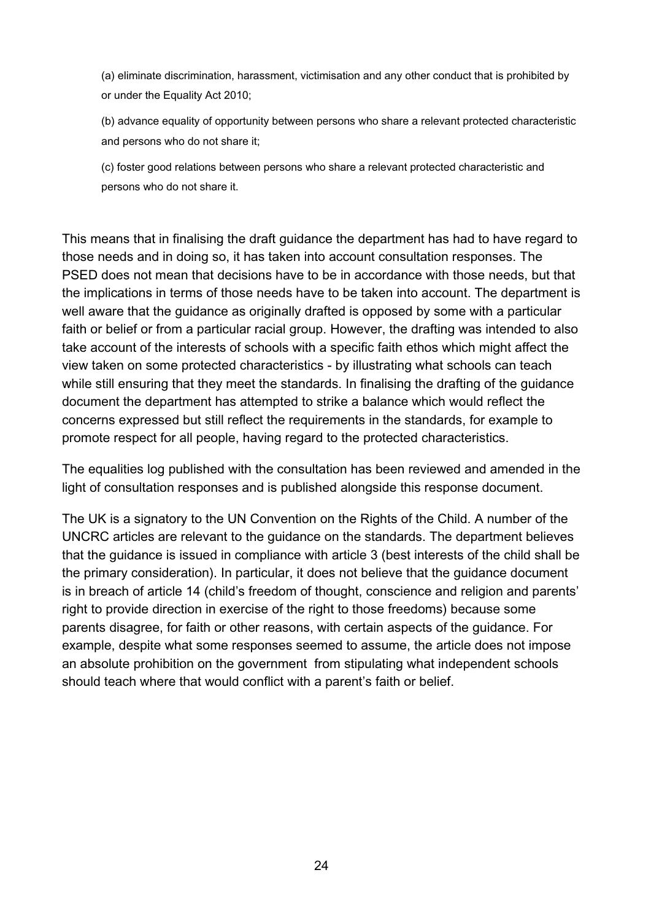(a) eliminate discrimination, harassment, victimisation and any other conduct that is prohibited by or under the Equality Act 2010;

(b) advance equality of opportunity between persons who share a relevant protected characteristic and persons who do not share it;

(c) foster good relations between persons who share a relevant protected characteristic and persons who do not share it.

This means that in finalising the draft guidance the department has had to have regard to those needs and in doing so, it has taken into account consultation responses. The PSED does not mean that decisions have to be in accordance with those needs, but that the implications in terms of those needs have to be taken into account. The department is well aware that the guidance as originally drafted is opposed by some with a particular faith or belief or from a particular racial group. However, the drafting was intended to also take account of the interests of schools with a specific faith ethos which might affect the view taken on some protected characteristics - by illustrating what schools can teach while still ensuring that they meet the standards. In finalising the drafting of the guidance document the department has attempted to strike a balance which would reflect the concerns expressed but still reflect the requirements in the standards, for example to promote respect for all people, having regard to the protected characteristics.

The equalities log published with the consultation has been reviewed and amended in the light of consultation responses and is published alongside this response document.

The UK is a signatory to the UN Convention on the Rights of the Child. A number of the UNCRC articles are relevant to the guidance on the standards. The department believes that the guidance is issued in compliance with article 3 (best interests of the child shall be the primary consideration). In particular, it does not believe that the guidance document is in breach of article 14 (child's freedom of thought, conscience and religion and parents' right to provide direction in exercise of the right to those freedoms) because some parents disagree, for faith or other reasons, with certain aspects of the guidance. For example, despite what some responses seemed to assume, the article does not impose an absolute prohibition on the government from stipulating what independent schools should teach where that would conflict with a parent's faith or belief.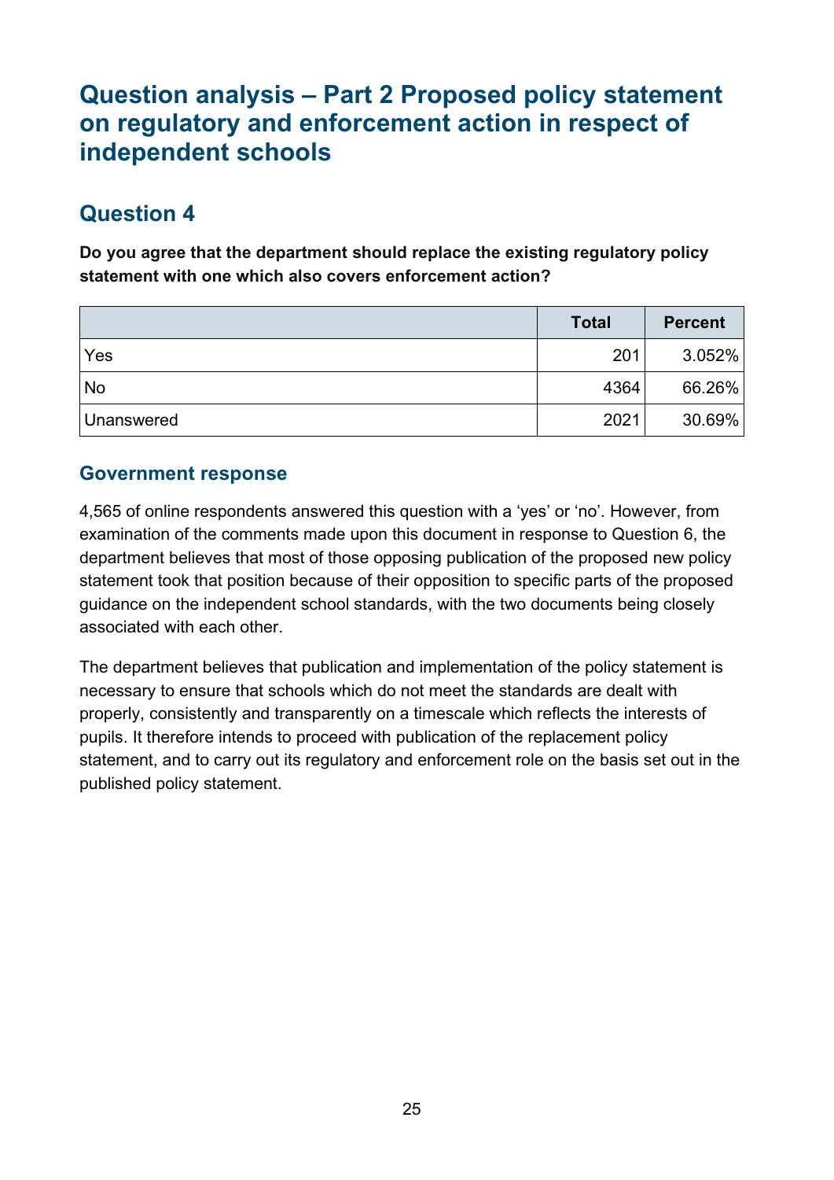# Question analysis – Part 2 Proposed policy statement on regulatory and enforcement action in respect of independent schools

## Question 4

**Do you agree that the department should replace the existing regulatory policy statement with one which also covers enforcement action?**

| | Total | Percent |
|---|---|---|
| Yes | 201 | 3.052% |
| No | 4364 | 66.26% |
| Unanswered | 2021 | 30.69% |

### Government response

4,565 of online respondents answered this question with a 'yes' or 'no'. However, from examination of the comments made upon this document in response to Question 6, the department believes that most of those opposing publication of the proposed new policy statement took that position because of their opposition to specific parts of the proposed guidance on the independent school standards, with the two documents being closely associated with each other.

The department believes that publication and implementation of the policy statement is necessary to ensure that schools which do not meet the standards are dealt with properly, consistently and transparently on a timescale which reflects the interests of pupils. It therefore intends to proceed with publication of the replacement policy statement, and to carry out its regulatory and enforcement role on the basis set out in the published policy statement.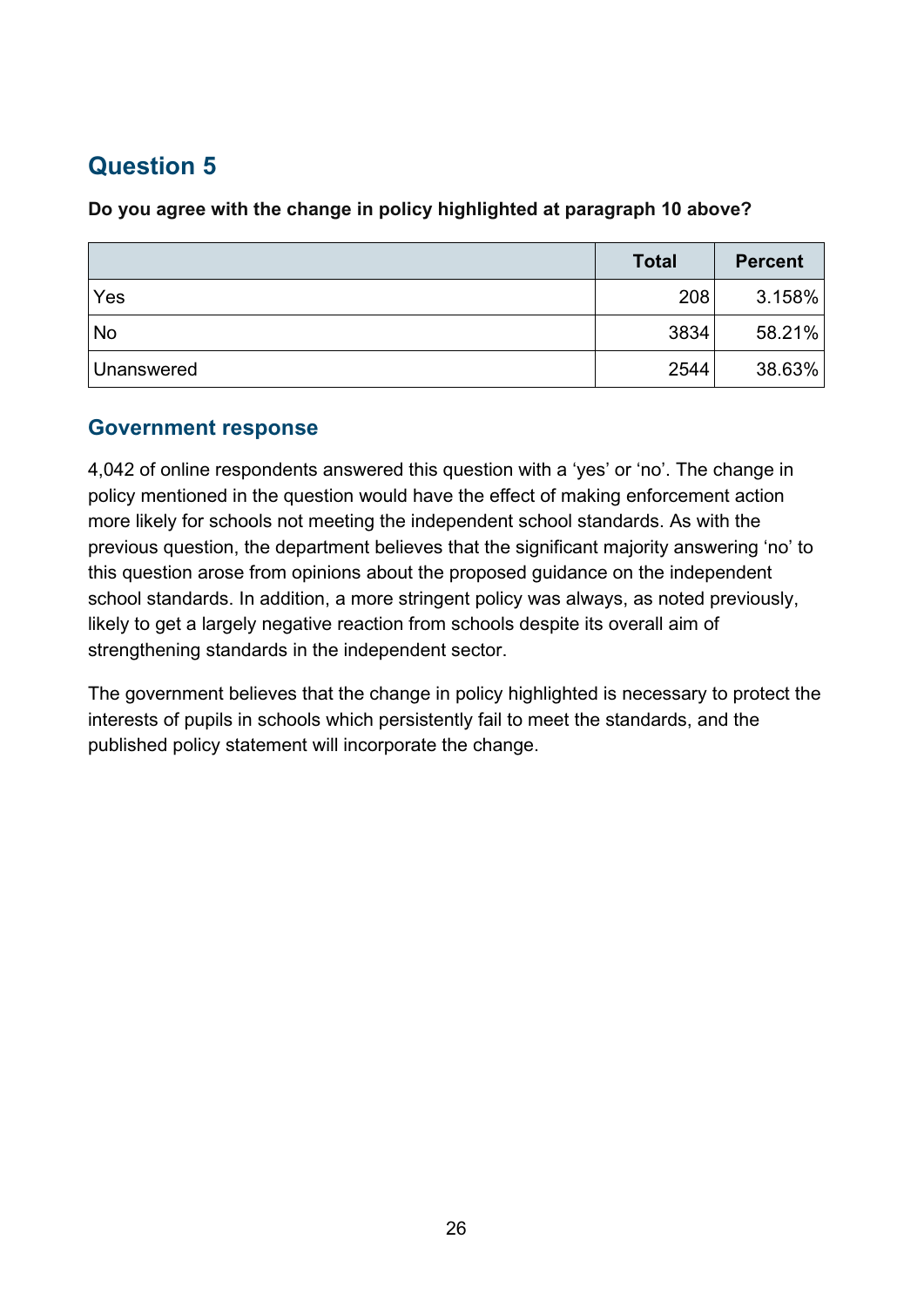## Question 5

**Do you agree with the change in policy highlighted at paragraph 10 above?**

| | Total | Percent |
|---|---|---|
| Yes | 208 | 3.158% |
| No | 3834 | 58.21% |
| Unanswered | 2544 | 38.63% |

### Government response

4,042 of online respondents answered this question with a ‘yes’ or ‘no’. The change in policy mentioned in the question would have the effect of making enforcement action more likely for schools not meeting the independent school standards. As with the previous question, the department believes that the significant majority answering ‘no’ to this question arose from opinions about the proposed guidance on the independent school standards. In addition, a more stringent policy was always, as noted previously, likely to get a largely negative reaction from schools despite its overall aim of strengthening standards in the independent sector.

The government believes that the change in policy highlighted is necessary to protect the interests of pupils in schools which persistently fail to meet the standards, and the published policy statement will incorporate the change.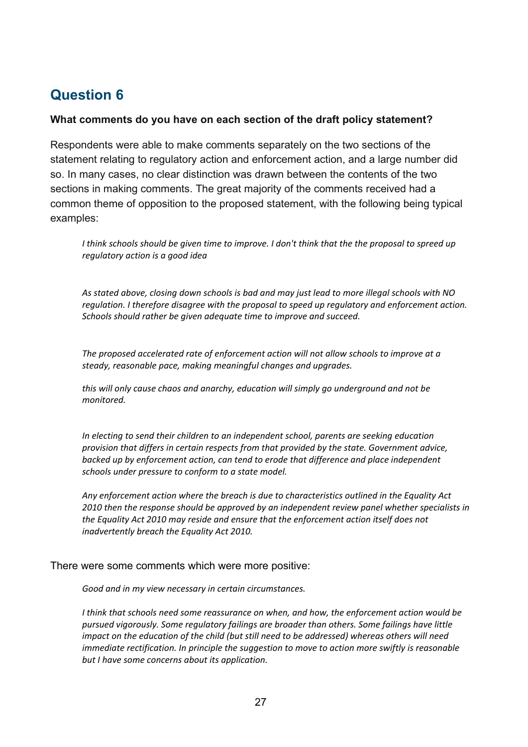## Question 6

**What comments do you have on each section of the draft policy statement?**

Respondents were able to make comments separately on the two sections of the statement relating to regulatory action and enforcement action, and a large number did so. In many cases, no clear distinction was drawn between the contents of the two sections in making comments. The great majority of the comments received had a common theme of opposition to the proposed statement, with the following being typical examples:

> *I think schools should be given time to improve. I don't think that the the proposal to spreed up regulatory action is a good idea*

> *As stated above, closing down schools is bad and may just lead to more illegal schools with NO regulation. I therefore disagree with the proposal to speed up regulatory and enforcement action. Schools should rather be given adequate time to improve and succeed.*

> *The proposed accelerated rate of enforcement action will not allow schools to improve at a steady, reasonable pace, making meaningful changes and upgrades.*

> *this will only cause chaos and anarchy, education will simply go underground and not be monitored.*

> *In electing to send their children to an independent school, parents are seeking education provision that differs in certain respects from that provided by the state. Government advice, backed up by enforcement action, can tend to erode that difference and place independent schools under pressure to conform to a state model.*

> *Any enforcement action where the breach is due to characteristics outlined in the Equality Act 2010 then the response should be approved by an independent review panel whether specialists in the Equality Act 2010 may reside and ensure that the enforcement action itself does not inadvertently breach the Equality Act 2010.*

There were some comments which were more positive:

> *Good and in my view necessary in certain circumstances.*

> *I think that schools need some reassurance on when, and how, the enforcement action would be pursued vigorously. Some regulatory failings are broader than others. Some failings have little impact on the education of the child (but still need to be addressed) whereas others will need immediate rectification. In principle the suggestion to move to action more swiftly is reasonable but I have some concerns about its application.*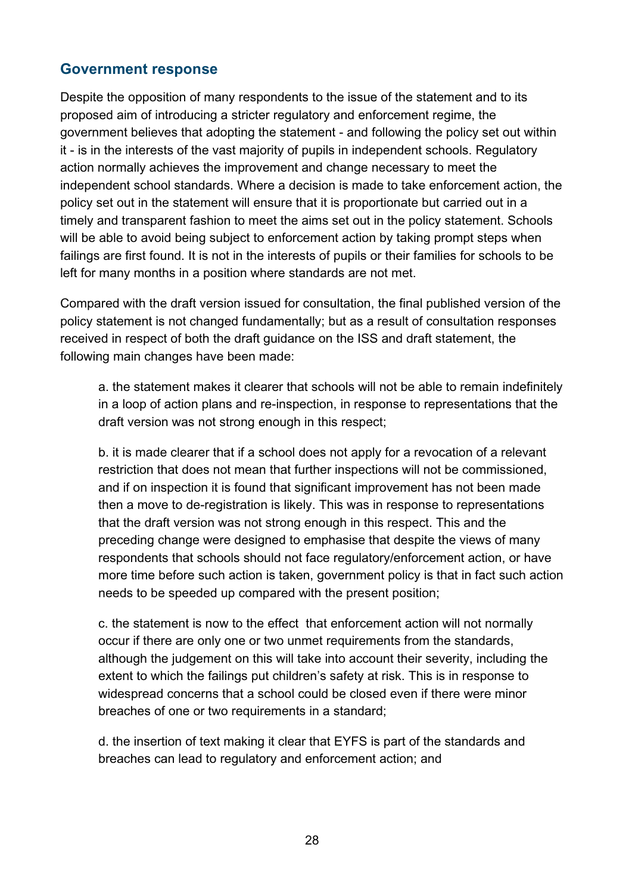## Government response

Despite the opposition of many respondents to the issue of the statement and to its proposed aim of introducing a stricter regulatory and enforcement regime, the government believes that adopting the statement - and following the policy set out within it - is in the interests of the vast majority of pupils in independent schools. Regulatory action normally achieves the improvement and change necessary to meet the independent school standards. Where a decision is made to take enforcement action, the policy set out in the statement will ensure that it is proportionate but carried out in a timely and transparent fashion to meet the aims set out in the policy statement. Schools will be able to avoid being subject to enforcement action by taking prompt steps when failings are first found. It is not in the interests of pupils or their families for schools to be left for many months in a position where standards are not met.

Compared with the draft version issued for consultation, the final published version of the policy statement is not changed fundamentally; but as a result of consultation responses received in respect of both the draft guidance on the ISS and draft statement, the following main changes have been made:

a. the statement makes it clearer that schools will not be able to remain indefinitely in a loop of action plans and re-inspection, in response to representations that the draft version was not strong enough in this respect;

b. it is made clearer that if a school does not apply for a revocation of a relevant restriction that does not mean that further inspections will not be commissioned, and if on inspection it is found that significant improvement has not been made then a move to de-registration is likely. This was in response to representations that the draft version was not strong enough in this respect. This and the preceding change were designed to emphasise that despite the views of many respondents that schools should not face regulatory/enforcement action, or have more time before such action is taken, government policy is that in fact such action needs to be speeded up compared with the present position;

c. the statement is now to the effect that enforcement action will not normally occur if there are only one or two unmet requirements from the standards, although the judgement on this will take into account their severity, including the extent to which the failings put children's safety at risk. This is in response to widespread concerns that a school could be closed even if there were minor breaches of one or two requirements in a standard;

d. the insertion of text making it clear that EYFS is part of the standards and breaches can lead to regulatory and enforcement action; and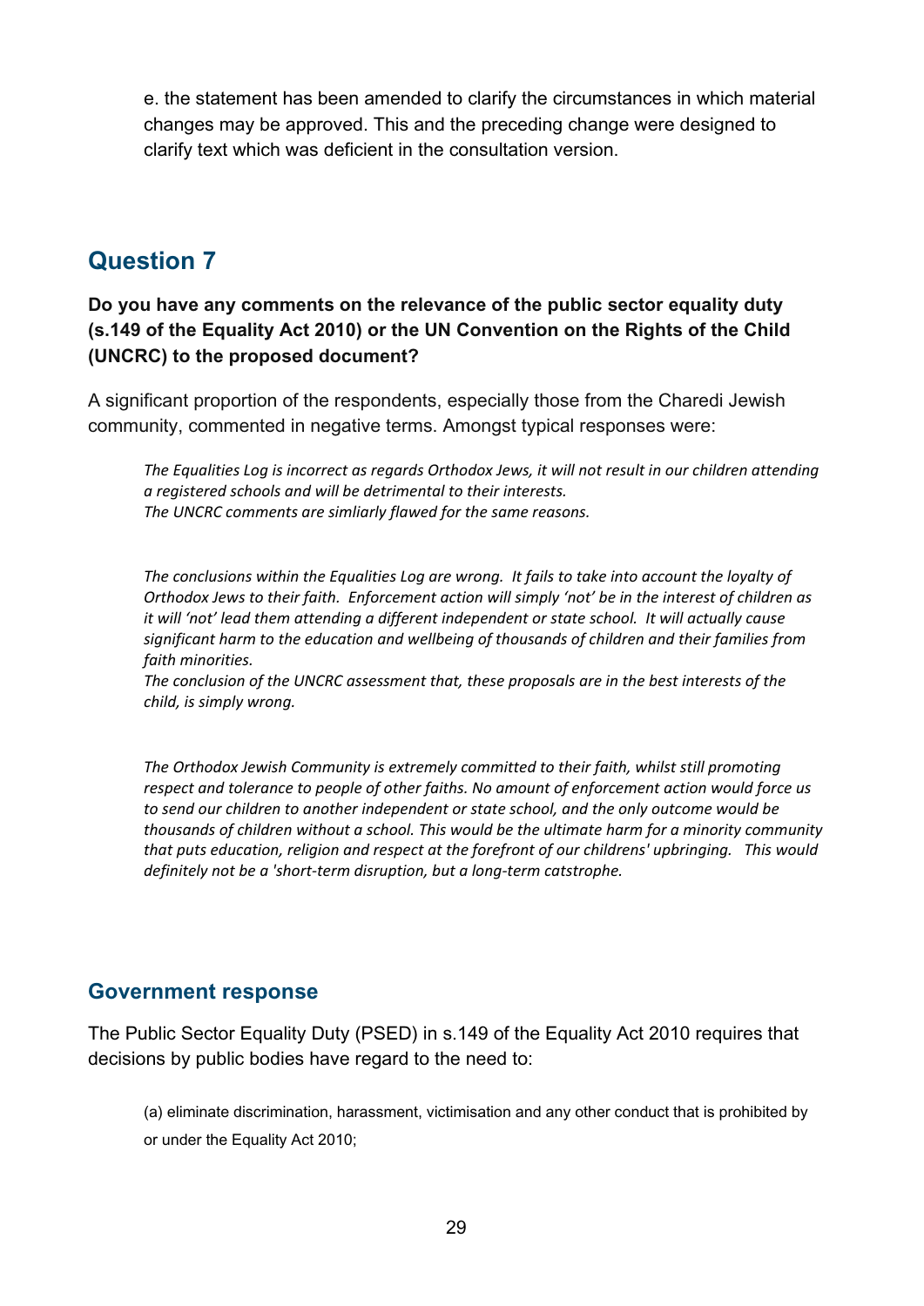e. the statement has been amended to clarify the circumstances in which material changes may be approved. This and the preceding change were designed to clarify text which was deficient in the consultation version.

## Question 7

**Do you have any comments on the relevance of the public sector equality duty (s.149 of the Equality Act 2010) or the UN Convention on the Rights of the Child (UNCRC) to the proposed document?**

A significant proportion of the respondents, especially those from the Charedi Jewish community, commented in negative terms. Amongst typical responses were:

> *The Equalities Log is incorrect as regards Orthodox Jews, it will not result in our children attending a registered schools and will be detrimental to their interests.*
> *The UNCRC comments are simliarly flawed for the same reasons.*

> *The conclusions within the Equalities Log are wrong. It fails to take into account the loyalty of Orthodox Jews to their faith. Enforcement action will simply 'not' be in the interest of children as it will 'not' lead them attending a different independent or state school. It will actually cause significant harm to the education and wellbeing of thousands of children and their families from faith minorities.*
> *The conclusion of the UNCRC assessment that, these proposals are in the best interests of the child, is simply wrong.*

> *The Orthodox Jewish Community is extremely committed to their faith, whilst still promoting respect and tolerance to people of other faiths. No amount of enforcement action would force us to send our children to another independent or state school, and the only outcome would be thousands of children without a school. This would be the ultimate harm for a minority community that puts education, religion and respect at the forefront of our childrens' upbringing. This would definitely not be a 'short-term disruption, but a long-term catstrophe.*

### Government response

The Public Sector Equality Duty (PSED) in s.149 of the Equality Act 2010 requires that decisions by public bodies have regard to the need to:

(a) eliminate discrimination, harassment, victimisation and any other conduct that is prohibited by or under the Equality Act 2010;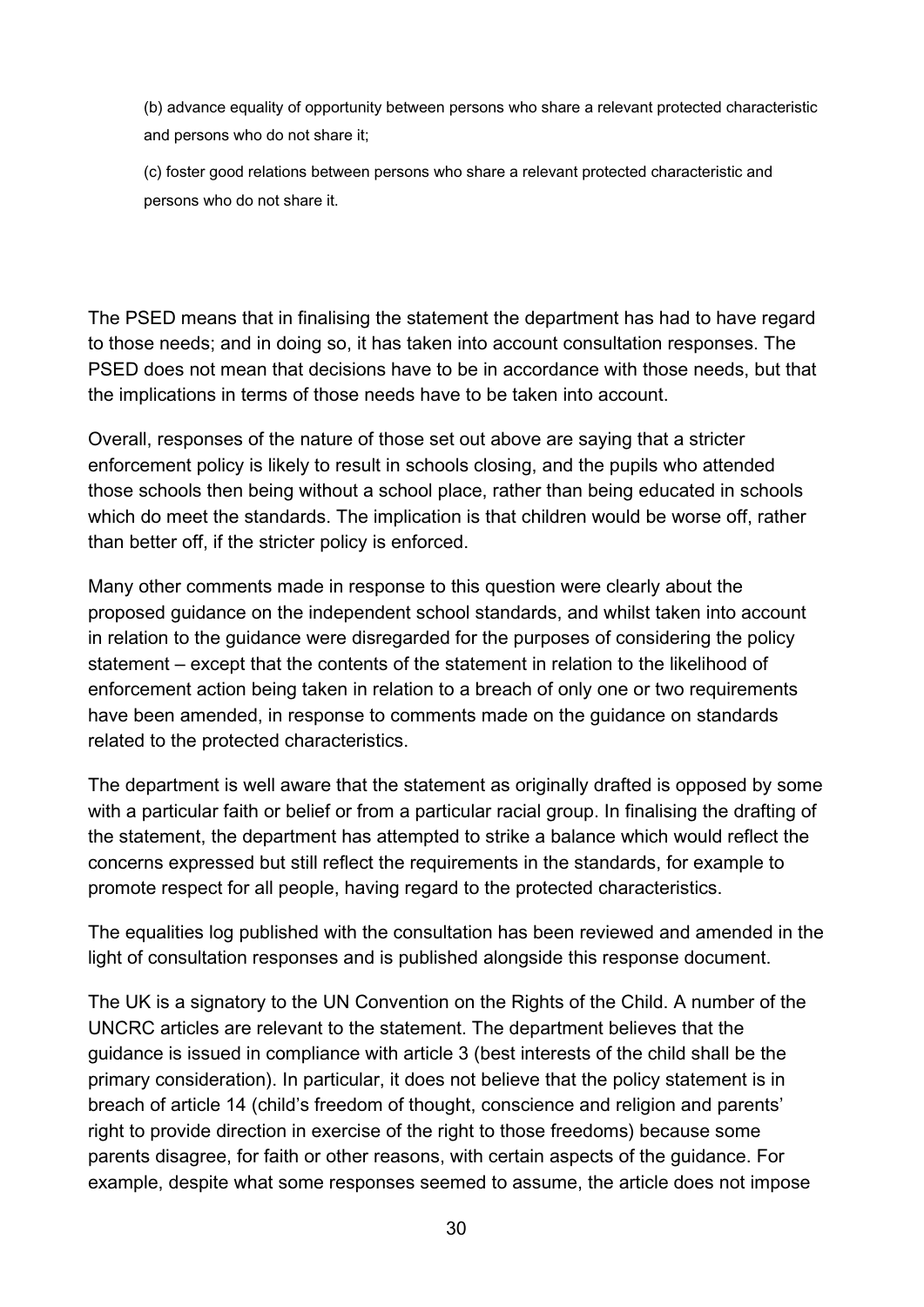(b) advance equality of opportunity between persons who share a relevant protected characteristic and persons who do not share it;

(c) foster good relations between persons who share a relevant protected characteristic and persons who do not share it.

The PSED means that in finalising the statement the department has had to have regard to those needs; and in doing so, it has taken into account consultation responses. The PSED does not mean that decisions have to be in accordance with those needs, but that the implications in terms of those needs have to be taken into account.

Overall, responses of the nature of those set out above are saying that a stricter enforcement policy is likely to result in schools closing, and the pupils who attended those schools then being without a school place, rather than being educated in schools which do meet the standards. The implication is that children would be worse off, rather than better off, if the stricter policy is enforced.

Many other comments made in response to this question were clearly about the proposed guidance on the independent school standards, and whilst taken into account in relation to the guidance were disregarded for the purposes of considering the policy statement – except that the contents of the statement in relation to the likelihood of enforcement action being taken in relation to a breach of only one or two requirements have been amended, in response to comments made on the guidance on standards related to the protected characteristics.

The department is well aware that the statement as originally drafted is opposed by some with a particular faith or belief or from a particular racial group. In finalising the drafting of the statement, the department has attempted to strike a balance which would reflect the concerns expressed but still reflect the requirements in the standards, for example to promote respect for all people, having regard to the protected characteristics.

The equalities log published with the consultation has been reviewed and amended in the light of consultation responses and is published alongside this response document.

The UK is a signatory to the UN Convention on the Rights of the Child. A number of the UNCRC articles are relevant to the statement. The department believes that the guidance is issued in compliance with article 3 (best interests of the child shall be the primary consideration). In particular, it does not believe that the policy statement is in breach of article 14 (child's freedom of thought, conscience and religion and parents' right to provide direction in exercise of the right to those freedoms) because some parents disagree, for faith or other reasons, with certain aspects of the guidance. For example, despite what some responses seemed to assume, the article does not impose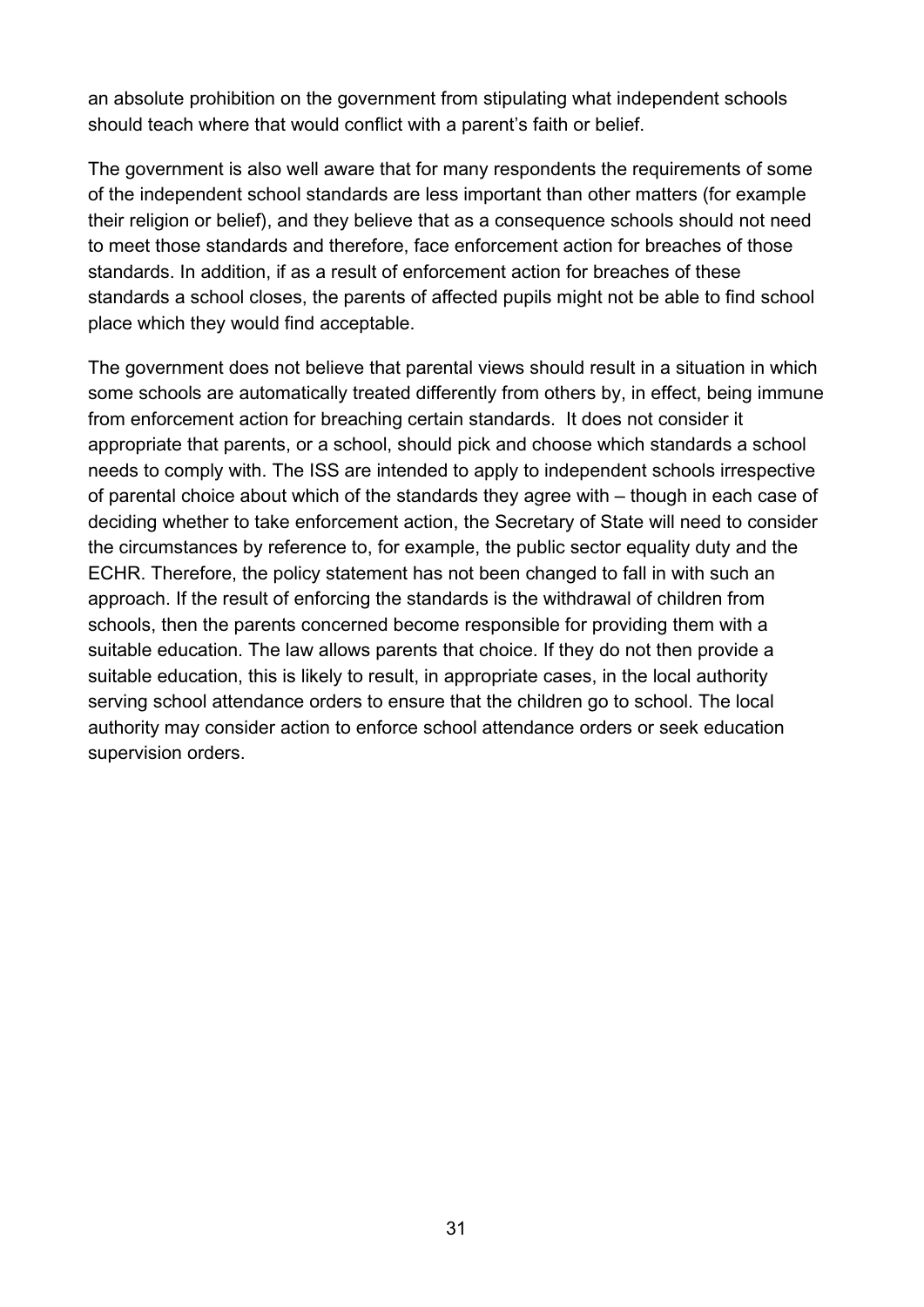an absolute prohibition on the government from stipulating what independent schools should teach where that would conflict with a parent's faith or belief.

The government is also well aware that for many respondents the requirements of some of the independent school standards are less important than other matters (for example their religion or belief), and they believe that as a consequence schools should not need to meet those standards and therefore, face enforcement action for breaches of those standards. In addition, if as a result of enforcement action for breaches of these standards a school closes, the parents of affected pupils might not be able to find school place which they would find acceptable.

The government does not believe that parental views should result in a situation in which some schools are automatically treated differently from others by, in effect, being immune from enforcement action for breaching certain standards. It does not consider it appropriate that parents, or a school, should pick and choose which standards a school needs to comply with. The ISS are intended to apply to independent schools irrespective of parental choice about which of the standards they agree with – though in each case of deciding whether to take enforcement action, the Secretary of State will need to consider the circumstances by reference to, for example, the public sector equality duty and the ECHR. Therefore, the policy statement has not been changed to fall in with such an approach. If the result of enforcing the standards is the withdrawal of children from schools, then the parents concerned become responsible for providing them with a suitable education. The law allows parents that choice. If they do not then provide a suitable education, this is likely to result, in appropriate cases, in the local authority serving school attendance orders to ensure that the children go to school. The local authority may consider action to enforce school attendance orders or seek education supervision orders.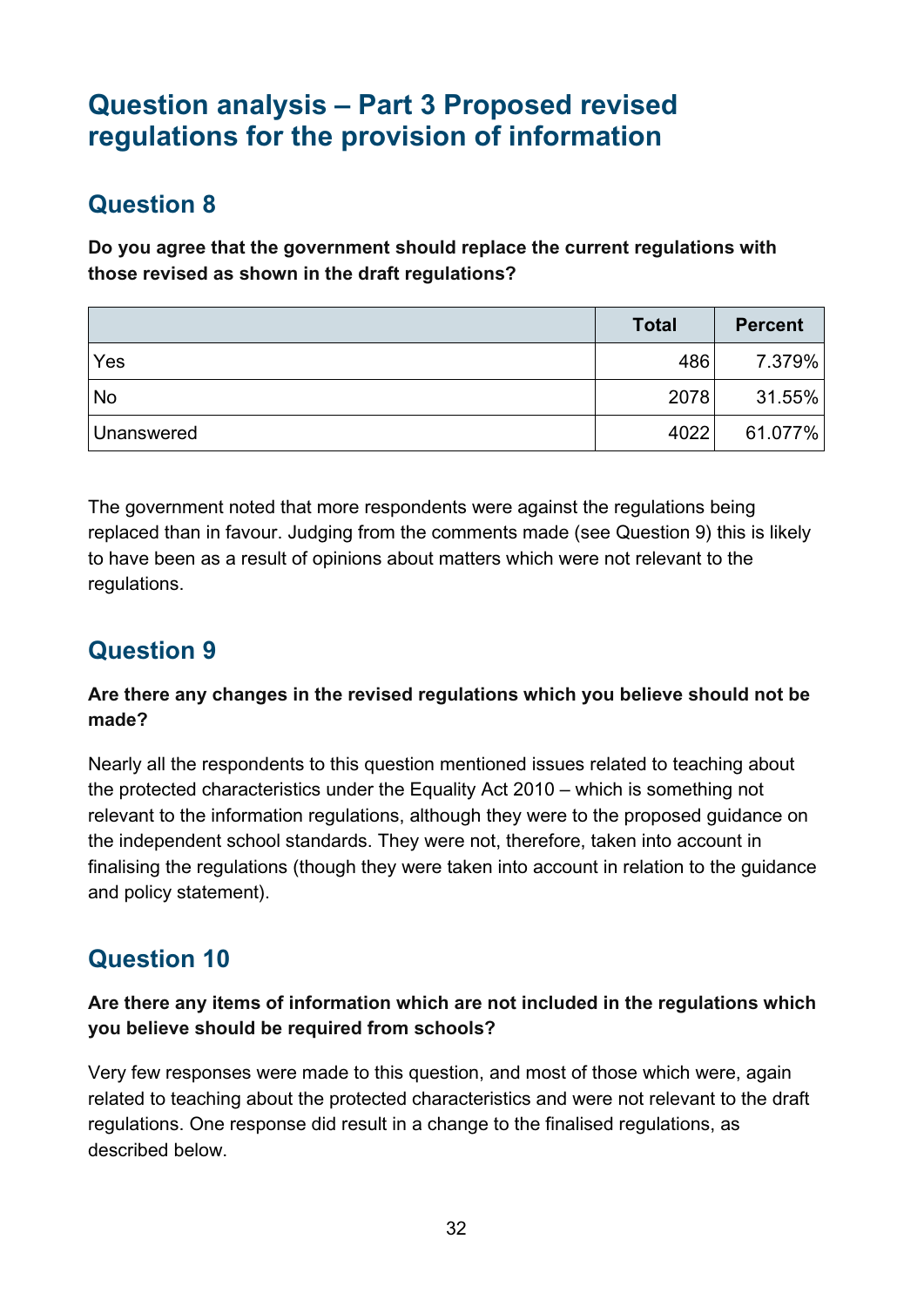## Question analysis – Part 3 Proposed revised regulations for the provision of information

### Question 8

**Do you agree that the government should replace the current regulations with those revised as shown in the draft regulations?**

| | Total | Percent |
|---|---|---|
| Yes | 486 | 7.379% |
| No | 2078 | 31.55% |
| Unanswered | 4022 | 61.077% |

The government noted that more respondents were against the regulations being replaced than in favour. Judging from the comments made (see Question 9) this is likely to have been as a result of opinions about matters which were not relevant to the regulations.

### Question 9

**Are there any changes in the revised regulations which you believe should not be made?**

Nearly all the respondents to this question mentioned issues related to teaching about the protected characteristics under the Equality Act 2010 – which is something not relevant to the information regulations, although they were to the proposed guidance on the independent school standards. They were not, therefore, taken into account in finalising the regulations (though they were taken into account in relation to the guidance and policy statement).

### Question 10

**Are there any items of information which are not included in the regulations which you believe should be required from schools?**

Very few responses were made to this question, and most of those which were, again related to teaching about the protected characteristics and were not relevant to the draft regulations. One response did result in a change to the finalised regulations, as described below.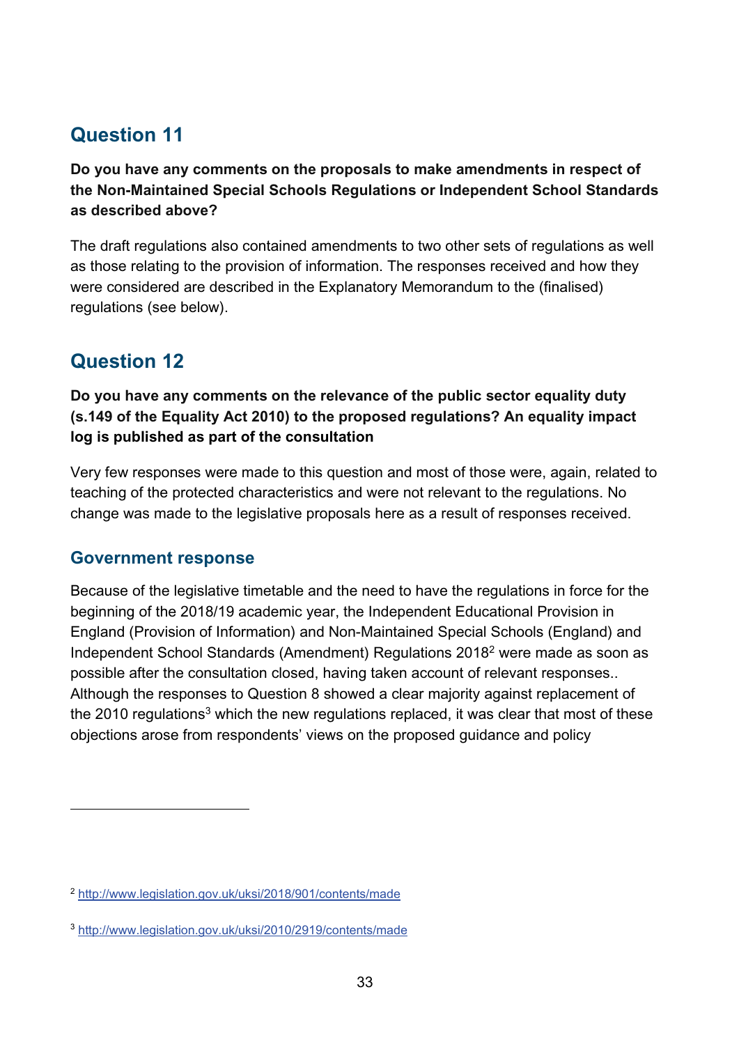## Question 11

**Do you have any comments on the proposals to make amendments in respect of the Non-Maintained Special Schools Regulations or Independent School Standards as described above?**

The draft regulations also contained amendments to two other sets of regulations as well as those relating to the provision of information. The responses received and how they were considered are described in the Explanatory Memorandum to the (finalised) regulations (see below).

## Question 12

**Do you have any comments on the relevance of the public sector equality duty (s.149 of the Equality Act 2010) to the proposed regulations? An equality impact log is published as part of the consultation**

Very few responses were made to this question and most of those were, again, related to teaching of the protected characteristics and were not relevant to the regulations. No change was made to the legislative proposals here as a result of responses received.

### Government response

Because of the legislative timetable and the need to have the regulations in force for the beginning of the 2018/19 academic year, the Independent Educational Provision in England (Provision of Information) and Non-Maintained Special Schools (England) and Independent School Standards (Amendment) Regulations 2018[2] were made as soon as possible after the consultation closed, having taken account of relevant responses.. Although the responses to Question 8 showed a clear majority against replacement of the 2010 regulations[3] which the new regulations replaced, it was clear that most of these objections arose from respondents' views on the proposed guidance and policy

---

[2] http://www.legislation.gov.uk/uksi/2018/901/contents/made

[3] http://www.legislation.gov.uk/uksi/2010/2919/contents/made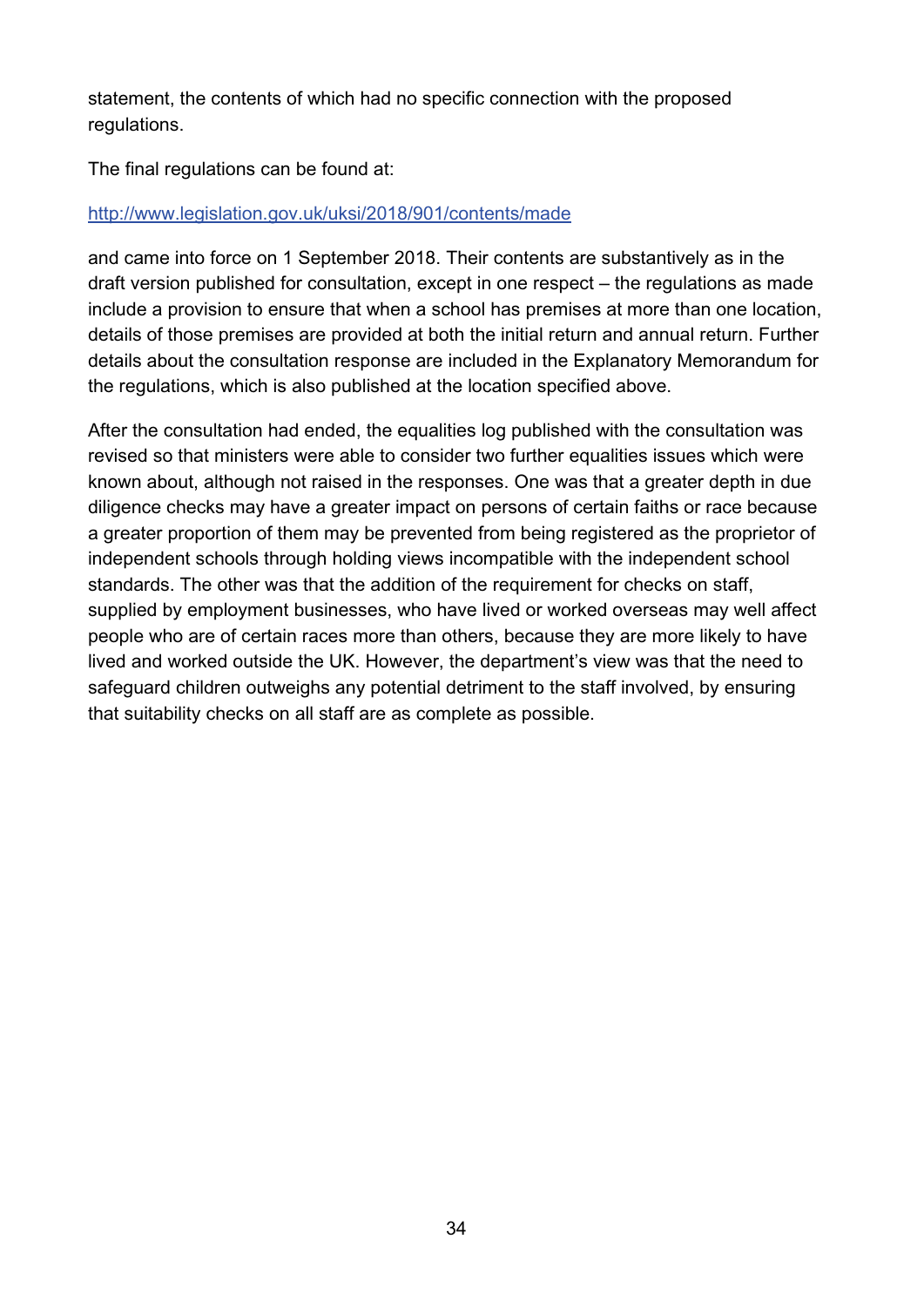statement, the contents of which had no specific connection with the proposed regulations.

The final regulations can be found at:

[http://www.legislation.gov.uk/uksi/2018/901/contents/made](http://www.legislation.gov.uk/uksi/2018/901/contents/made)

and came into force on 1 September 2018. Their contents are substantively as in the draft version published for consultation, except in one respect – the regulations as made include a provision to ensure that when a school has premises at more than one location, details of those premises are provided at both the initial return and annual return. Further details about the consultation response are included in the Explanatory Memorandum for the regulations, which is also published at the location specified above.

After the consultation had ended, the equalities log published with the consultation was revised so that ministers were able to consider two further equalities issues which were known about, although not raised in the responses. One was that a greater depth in due diligence checks may have a greater impact on persons of certain faiths or race because a greater proportion of them may be prevented from being registered as the proprietor of independent schools through holding views incompatible with the independent school standards. The other was that the addition of the requirement for checks on staff, supplied by employment businesses, who have lived or worked overseas may well affect people who are of certain races more than others, because they are more likely to have lived and worked outside the UK. However, the department's view was that the need to safeguard children outweighs any potential detriment to the staff involved, by ensuring that suitability checks on all staff are as complete as possible.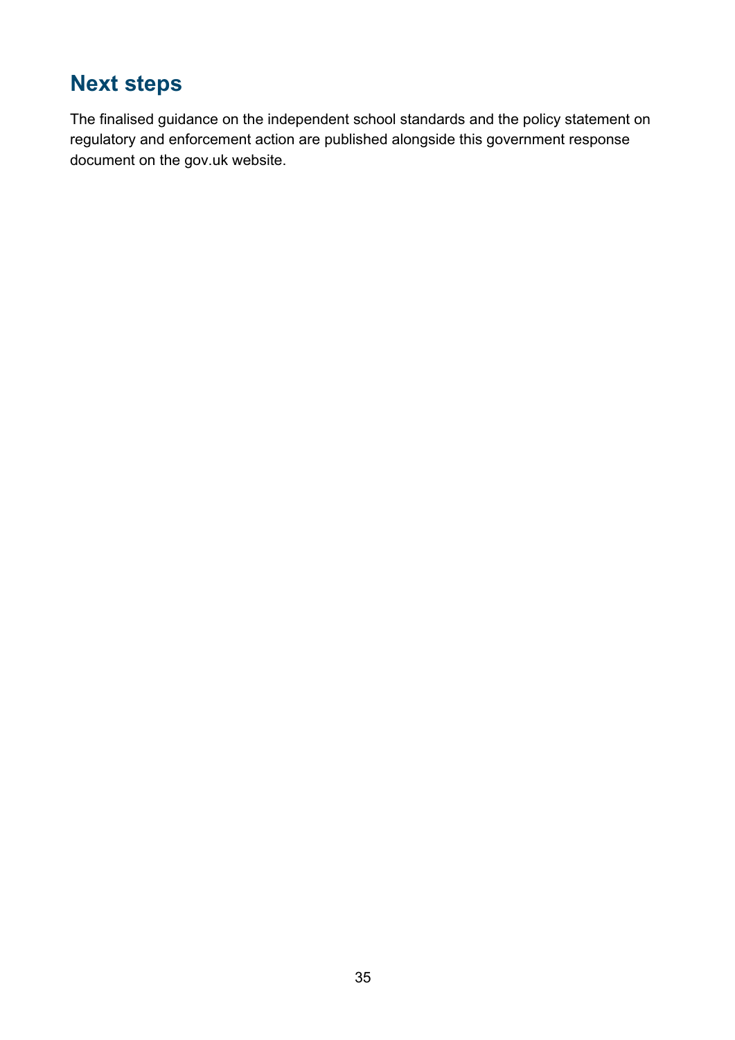## Next steps

The finalised guidance on the independent school standards and the policy statement on regulatory and enforcement action are published alongside this government response document on the gov.uk website.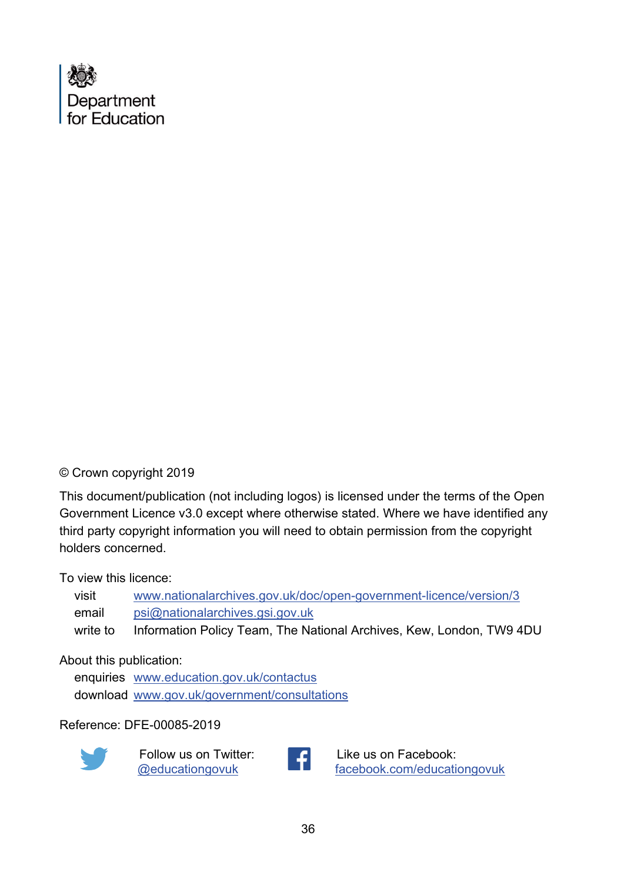Department for Education

© Crown copyright 2019

This document/publication (not including logos) is licensed under the terms of the Open Government Licence v3.0 except where otherwise stated. Where we have identified any third party copyright information you will need to obtain permission from the copyright holders concerned.

To view this licence:

visit www.nationalarchives.gov.uk/doc/open-government-licence/version/3
email psi@nationalarchives.gsi.gov.uk
write to Information Policy Team, The National Archives, Kew, London, TW9 4DU

About this publication:

enquiries www.education.gov.uk/contactus
download www.gov.uk/government/consultations

Reference: DFE-00085-2019

Follow us on Twitter: @educationgovuk

Like us on Facebook: facebook.com/educationgovuk